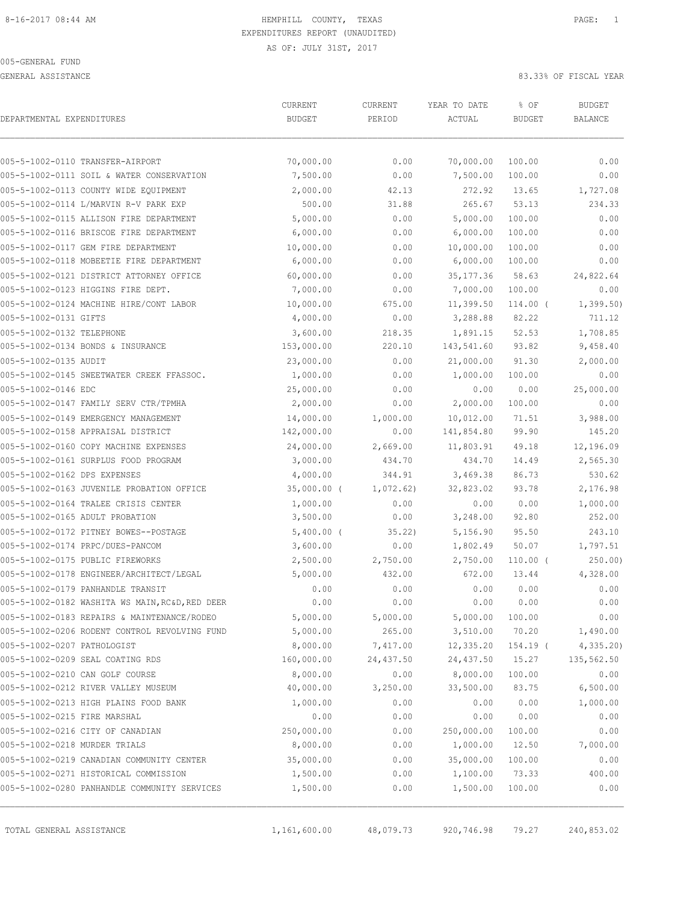8-16-2017 08:44 AM

# HEMPHILL COUNTY, TEXAS
## EXPENDITURES REPORT (UNAUDITED)
AS OF: JULY 31ST, 2017

005-GENERAL FUND

GENERAL ASSISTANCE — 83.33% OF FISCAL YEAR

| DEPARTMENTAL EXPENDITURES | CURRENT BUDGET | CURRENT PERIOD | YEAR TO DATE ACTUAL | % OF BUDGET | BUDGET BALANCE |
|---|---|---|---|---|---|
| 005-5-1002-0110 TRANSFER-AIRPORT | 70,000.00 | 0.00 | 70,000.00 | 100.00 | 0.00 |
| 005-5-1002-0111 SOIL & WATER CONSERVATION | 7,500.00 | 0.00 | 7,500.00 | 100.00 | 0.00 |
| 005-5-1002-0113 COUNTY WIDE EQUIPMENT | 2,000.00 | 42.13 | 272.92 | 13.65 | 1,727.08 |
| 005-5-1002-0114 L/MARVIN R-V PARK EXP | 500.00 | 31.88 | 265.67 | 53.13 | 234.33 |
| 005-5-1002-0115 ALLISON FIRE DEPARTMENT | 5,000.00 | 0.00 | 5,000.00 | 100.00 | 0.00 |
| 005-5-1002-0116 BRISCOE FIRE DEPARTMENT | 6,000.00 | 0.00 | 6,000.00 | 100.00 | 0.00 |
| 005-5-1002-0117 GEM FIRE DEPARTMENT | 10,000.00 | 0.00 | 10,000.00 | 100.00 | 0.00 |
| 005-5-1002-0118 MOBEETIE FIRE DEPARTMENT | 6,000.00 | 0.00 | 6,000.00 | 100.00 | 0.00 |
| 005-5-1002-0121 DISTRICT ATTORNEY OFFICE | 60,000.00 | 0.00 | 35,177.36 | 58.63 | 24,822.64 |
| 005-5-1002-0123 HIGGINS FIRE DEPT. | 7,000.00 | 0.00 | 7,000.00 | 100.00 | 0.00 |
| 005-5-1002-0124 MACHINE HIRE/CONT LABOR | 10,000.00 | 675.00 | 11,399.50 | 114.00 ( | 1,399.50) |
| 005-5-1002-0131 GIFTS | 4,000.00 | 0.00 | 3,288.88 | 82.22 | 711.12 |
| 005-5-1002-0132 TELEPHONE | 3,600.00 | 218.35 | 1,891.15 | 52.53 | 1,708.85 |
| 005-5-1002-0134 BONDS & INSURANCE | 153,000.00 | 220.10 | 143,541.60 | 93.82 | 9,458.40 |
| 005-5-1002-0135 AUDIT | 23,000.00 | 0.00 | 21,000.00 | 91.30 | 2,000.00 |
| 005-5-1002-0145 SWEETWATER CREEK FFASSOC. | 1,000.00 | 0.00 | 1,000.00 | 100.00 | 0.00 |
| 005-5-1002-0146 EDC | 25,000.00 | 0.00 | 0.00 | 0.00 | 25,000.00 |
| 005-5-1002-0147 FAMILY SERV CTR/TPMHA | 2,000.00 | 0.00 | 2,000.00 | 100.00 | 0.00 |
| 005-5-1002-0149 EMERGENCY MANAGEMENT | 14,000.00 | 1,000.00 | 10,012.00 | 71.51 | 3,988.00 |
| 005-5-1002-0158 APPRAISAL DISTRICT | 142,000.00 | 0.00 | 141,854.80 | 99.90 | 145.20 |
| 005-5-1002-0160 COPY MACHINE EXPENSES | 24,000.00 | 2,669.00 | 11,803.91 | 49.18 | 12,196.09 |
| 005-5-1002-0161 SURPLUS FOOD PROGRAM | 3,000.00 | 434.70 | 434.70 | 14.49 | 2,565.30 |
| 005-5-1002-0162 DPS EXPENSES | 4,000.00 | 344.91 | 3,469.38 | 86.73 | 530.62 |
| 005-5-1002-0163 JUVENILE PROBATION OFFICE | 35,000.00 ( | 1,072.62) | 32,823.02 | 93.78 | 2,176.98 |
| 005-5-1002-0164 TRALEE CRISIS CENTER | 1,000.00 | 0.00 | 0.00 | 0.00 | 1,000.00 |
| 005-5-1002-0165 ADULT PROBATION | 3,500.00 | 0.00 | 3,248.00 | 92.80 | 252.00 |
| 005-5-1002-0172 PITNEY BOWES--POSTAGE | 5,400.00 ( | 35.22) | 5,156.90 | 95.50 | 243.10 |
| 005-5-1002-0174 PRPC/DUES-PANCOM | 3,600.00 | 0.00 | 1,802.49 | 50.07 | 1,797.51 |
| 005-5-1002-0175 PUBLIC FIREWORKS | 2,500.00 | 2,750.00 | 2,750.00 | 110.00 ( | 250.00) |
| 005-5-1002-0178 ENGINEER/ARCHITECT/LEGAL | 5,000.00 | 432.00 | 672.00 | 13.44 | 4,328.00 |
| 005-5-1002-0179 PANHANDLE TRANSIT | 0.00 | 0.00 | 0.00 | 0.00 | 0.00 |
| 005-5-1002-0182 WASHITA WS MAIN,RC&D,RED DEER | 0.00 | 0.00 | 0.00 | 0.00 | 0.00 |
| 005-5-1002-0183 REPAIRS & MAINTENANCE/RODEO | 5,000.00 | 5,000.00 | 5,000.00 | 100.00 | 0.00 |
| 005-5-1002-0206 RODENT CONTROL REVOLVING FUND | 5,000.00 | 265.00 | 3,510.00 | 70.20 | 1,490.00 |
| 005-5-1002-0207 PATHOLOGIST | 8,000.00 | 7,417.00 | 12,335.20 | 154.19 ( | 4,335.20) |
| 005-5-1002-0209 SEAL COATING RDS | 160,000.00 | 24,437.50 | 24,437.50 | 15.27 | 135,562.50 |
| 005-5-1002-0210 CAN GOLF COURSE | 8,000.00 | 0.00 | 8,000.00 | 100.00 | 0.00 |
| 005-5-1002-0212 RIVER VALLEY MUSEUM | 40,000.00 | 3,250.00 | 33,500.00 | 83.75 | 6,500.00 |
| 005-5-1002-0213 HIGH PLAINS FOOD BANK | 1,000.00 | 0.00 | 0.00 | 0.00 | 1,000.00 |
| 005-5-1002-0215 FIRE MARSHAL | 0.00 | 0.00 | 0.00 | 0.00 | 0.00 |
| 005-5-1002-0216 CITY OF CANADIAN | 250,000.00 | 0.00 | 250,000.00 | 100.00 | 0.00 |
| 005-5-1002-0218 MURDER TRIALS | 8,000.00 | 0.00 | 1,000.00 | 12.50 | 7,000.00 |
| 005-5-1002-0219 CANADIAN COMMUNITY CENTER | 35,000.00 | 0.00 | 35,000.00 | 100.00 | 0.00 |
| 005-5-1002-0271 HISTORICAL COMMISSION | 1,500.00 | 0.00 | 1,100.00 | 73.33 | 400.00 |
| 005-5-1002-0280 PANHANDLE COMMUNITY SERVICES | 1,500.00 | 0.00 | 1,500.00 | 100.00 | 0.00 |
| TOTAL GENERAL ASSISTANCE | 1,161,600.00 | 48,079.73 | 920,746.98 | 79.27 | 240,853.02 |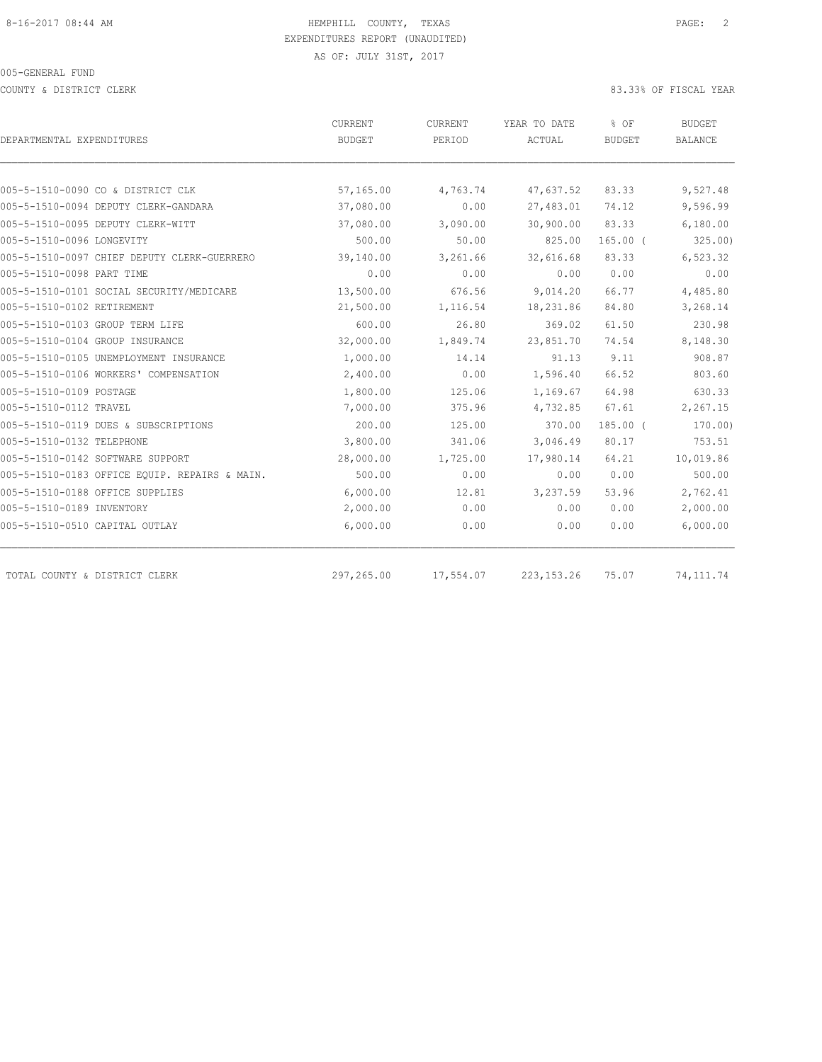HEMPHILL COUNTY, TEXAS
EXPENDITURES REPORT (UNAUDITED)
AS OF: JULY 31ST, 2017

005-GENERAL FUND

COUNTY & DISTRICT CLERK

83.33% OF FISCAL YEAR

| DEPARTMENTAL EXPENDITURES | CURRENT BUDGET | CURRENT PERIOD | YEAR TO DATE ACTUAL | % OF BUDGET | BUDGET BALANCE |
|---|---|---|---|---|---|
| 005-5-1510-0090 CO & DISTRICT CLK | 57,165.00 | 4,763.74 | 47,637.52 | 83.33 | 9,527.48 |
| 005-5-1510-0094 DEPUTY CLERK-GANDARA | 37,080.00 | 0.00 | 27,483.01 | 74.12 | 9,596.99 |
| 005-5-1510-0095 DEPUTY CLERK-WITT | 37,080.00 | 3,090.00 | 30,900.00 | 83.33 | 6,180.00 |
| 005-5-1510-0096 LONGEVITY | 500.00 | 50.00 | 825.00 | 165.00 ( | 325.00) |
| 005-5-1510-0097 CHIEF DEPUTY CLERK-GUERRERO | 39,140.00 | 3,261.66 | 32,616.68 | 83.33 | 6,523.32 |
| 005-5-1510-0098 PART TIME | 0.00 | 0.00 | 0.00 | 0.00 | 0.00 |
| 005-5-1510-0101 SOCIAL SECURITY/MEDICARE | 13,500.00 | 676.56 | 9,014.20 | 66.77 | 4,485.80 |
| 005-5-1510-0102 RETIREMENT | 21,500.00 | 1,116.54 | 18,231.86 | 84.80 | 3,268.14 |
| 005-5-1510-0103 GROUP TERM LIFE | 600.00 | 26.80 | 369.02 | 61.50 | 230.98 |
| 005-5-1510-0104 GROUP INSURANCE | 32,000.00 | 1,849.74 | 23,851.70 | 74.54 | 8,148.30 |
| 005-5-1510-0105 UNEMPLOYMENT INSURANCE | 1,000.00 | 14.14 | 91.13 | 9.11 | 908.87 |
| 005-5-1510-0106 WORKERS' COMPENSATION | 2,400.00 | 0.00 | 1,596.40 | 66.52 | 803.60 |
| 005-5-1510-0109 POSTAGE | 1,800.00 | 125.06 | 1,169.67 | 64.98 | 630.33 |
| 005-5-1510-0112 TRAVEL | 7,000.00 | 375.96 | 4,732.85 | 67.61 | 2,267.15 |
| 005-5-1510-0119 DUES & SUBSCRIPTIONS | 200.00 | 125.00 | 370.00 | 185.00 ( | 170.00) |
| 005-5-1510-0132 TELEPHONE | 3,800.00 | 341.06 | 3,046.49 | 80.17 | 753.51 |
| 005-5-1510-0142 SOFTWARE SUPPORT | 28,000.00 | 1,725.00 | 17,980.14 | 64.21 | 10,019.86 |
| 005-5-1510-0183 OFFICE EQUIP. REPAIRS & MAIN. | 500.00 | 0.00 | 0.00 | 0.00 | 500.00 |
| 005-5-1510-0188 OFFICE SUPPLIES | 6,000.00 | 12.81 | 3,237.59 | 53.96 | 2,762.41 |
| 005-5-1510-0189 INVENTORY | 2,000.00 | 0.00 | 0.00 | 0.00 | 2,000.00 |
| 005-5-1510-0510 CAPITAL OUTLAY | 6,000.00 | 0.00 | 0.00 | 0.00 | 6,000.00 |
| TOTAL COUNTY & DISTRICT CLERK | 297,265.00 | 17,554.07 | 223,153.26 | 75.07 | 74,111.74 |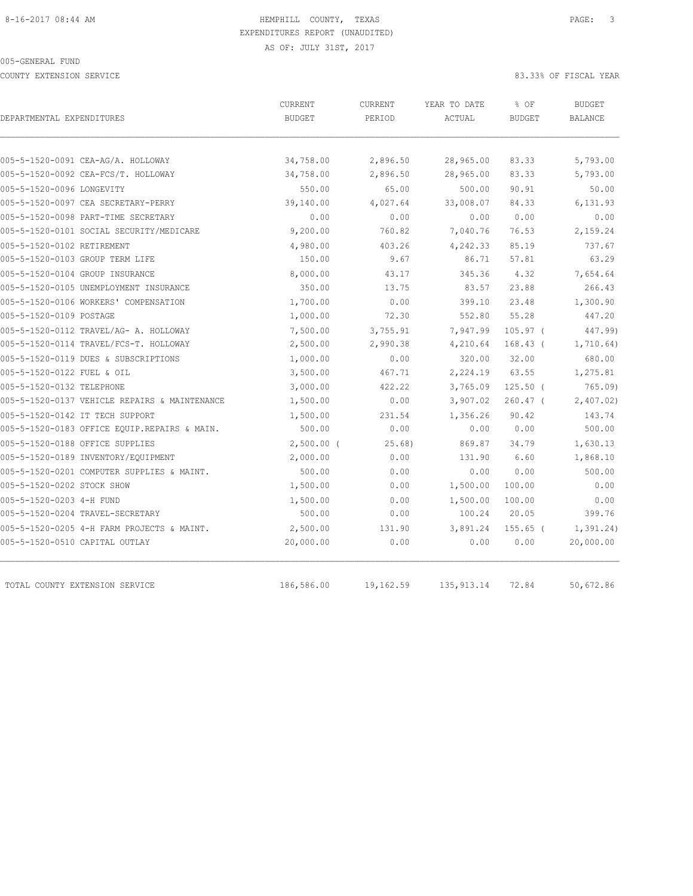HEMPHILL COUNTY, TEXAS
EXPENDITURES REPORT (UNAUDITED)
AS OF: JULY 31ST, 2017

005-GENERAL FUND

COUNTY EXTENSION SERVICE

83.33% OF FISCAL YEAR

| DEPARTMENTAL EXPENDITURES | CURRENT BUDGET | CURRENT PERIOD | YEAR TO DATE ACTUAL | % OF BUDGET | BUDGET BALANCE |
|---|---|---|---|---|---|
| 005-5-1520-0091 CEA-AG/A. HOLLOWAY | 34,758.00 | 2,896.50 | 28,965.00 | 83.33 | 5,793.00 |
| 005-5-1520-0092 CEA-FCS/T. HOLLOWAY | 34,758.00 | 2,896.50 | 28,965.00 | 83.33 | 5,793.00 |
| 005-5-1520-0096 LONGEVITY | 550.00 | 65.00 | 500.00 | 90.91 | 50.00 |
| 005-5-1520-0097 CEA SECRETARY-PERRY | 39,140.00 | 4,027.64 | 33,008.07 | 84.33 | 6,131.93 |
| 005-5-1520-0098 PART-TIME SECRETARY | 0.00 | 0.00 | 0.00 | 0.00 | 0.00 |
| 005-5-1520-0101 SOCIAL SECURITY/MEDICARE | 9,200.00 | 760.82 | 7,040.76 | 76.53 | 2,159.24 |
| 005-5-1520-0102 RETIREMENT | 4,980.00 | 403.26 | 4,242.33 | 85.19 | 737.67 |
| 005-5-1520-0103 GROUP TERM LIFE | 150.00 | 9.67 | 86.71 | 57.81 | 63.29 |
| 005-5-1520-0104 GROUP INSURANCE | 8,000.00 | 43.17 | 345.36 | 4.32 | 7,654.64 |
| 005-5-1520-0105 UNEMPLOYMENT INSURANCE | 350.00 | 13.75 | 83.57 | 23.88 | 266.43 |
| 005-5-1520-0106 WORKERS' COMPENSATION | 1,700.00 | 0.00 | 399.10 | 23.48 | 1,300.90 |
| 005-5-1520-0109 POSTAGE | 1,000.00 | 72.30 | 552.80 | 55.28 | 447.20 |
| 005-5-1520-0112 TRAVEL/AG- A. HOLLOWAY | 7,500.00 | 3,755.91 | 7,947.99 | 105.97 | ( 447.99) |
| 005-5-1520-0114 TRAVEL/FCS-T. HOLLOWAY | 2,500.00 | 2,990.38 | 4,210.64 | 168.43 | ( 1,710.64) |
| 005-5-1520-0119 DUES & SUBSCRIPTIONS | 1,000.00 | 0.00 | 320.00 | 32.00 | 680.00 |
| 005-5-1520-0122 FUEL & OIL | 3,500.00 | 467.71 | 2,224.19 | 63.55 | 1,275.81 |
| 005-5-1520-0132 TELEPHONE | 3,000.00 | 422.22 | 3,765.09 | 125.50 | ( 765.09) |
| 005-5-1520-0137 VEHICLE REPAIRS & MAINTENANCE | 1,500.00 | 0.00 | 3,907.02 | 260.47 | ( 2,407.02) |
| 005-5-1520-0142 IT TECH SUPPORT | 1,500.00 | 231.54 | 1,356.26 | 90.42 | 143.74 |
| 005-5-1520-0183 OFFICE EQUIP.REPAIRS & MAIN. | 500.00 | 0.00 | 0.00 | 0.00 | 500.00 |
| 005-5-1520-0188 OFFICE SUPPLIES | 2,500.00 | ( 25.68) | 869.87 | 34.79 | 1,630.13 |
| 005-5-1520-0189 INVENTORY/EQUIPMENT | 2,000.00 | 0.00 | 131.90 | 6.60 | 1,868.10 |
| 005-5-1520-0201 COMPUTER SUPPLIES & MAINT. | 500.00 | 0.00 | 0.00 | 0.00 | 500.00 |
| 005-5-1520-0202 STOCK SHOW | 1,500.00 | 0.00 | 1,500.00 | 100.00 | 0.00 |
| 005-5-1520-0203 4-H FUND | 1,500.00 | 0.00 | 1,500.00 | 100.00 | 0.00 |
| 005-5-1520-0204 TRAVEL-SECRETARY | 500.00 | 0.00 | 100.24 | 20.05 | 399.76 |
| 005-5-1520-0205 4-H FARM PROJECTS & MAINT. | 2,500.00 | 131.90 | 3,891.24 | 155.65 | ( 1,391.24) |
| 005-5-1520-0510 CAPITAL OUTLAY | 20,000.00 | 0.00 | 0.00 | 0.00 | 20,000.00 |
| TOTAL COUNTY EXTENSION SERVICE | 186,586.00 | 19,162.59 | 135,913.14 | 72.84 | 50,672.86 |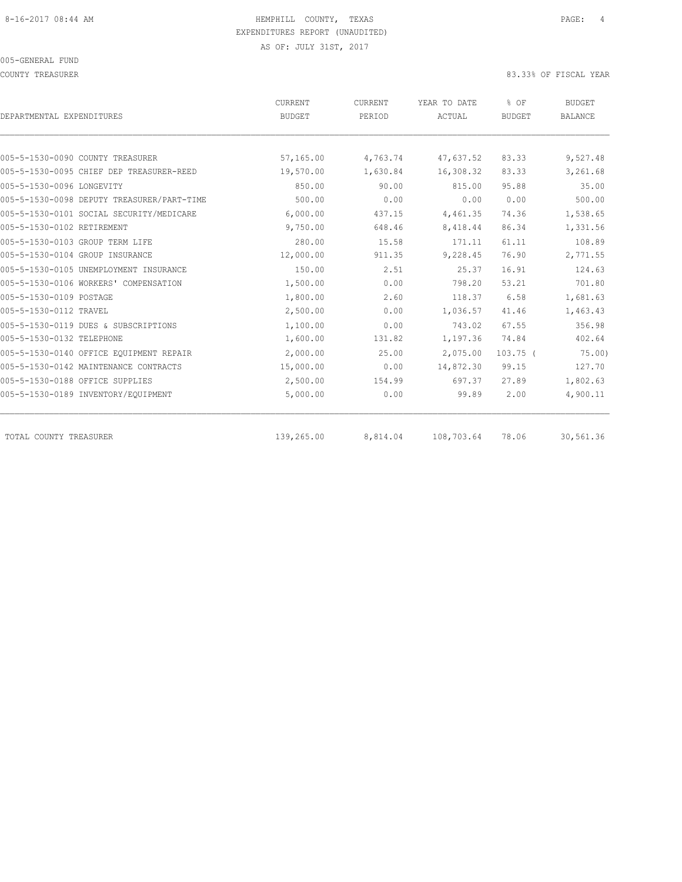8-16-2017 08:44 AM

HEMPHILL COUNTY, TEXAS

EXPENDITURES REPORT (UNAUDITED)

AS OF: JULY 31ST, 2017

005-GENERAL FUND

COUNTY TREASURER

83.33% OF FISCAL YEAR

| DEPARTMENTAL EXPENDITURES | CURRENT BUDGET | CURRENT PERIOD | YEAR TO DATE ACTUAL | % OF BUDGET | BUDGET BALANCE |
|---|---|---|---|---|---|
| 005-5-1530-0090 COUNTY TREASURER | 57,165.00 | 4,763.74 | 47,637.52 | 83.33 | 9,527.48 |
| 005-5-1530-0095 CHIEF DEP TREASURER-REED | 19,570.00 | 1,630.84 | 16,308.32 | 83.33 | 3,261.68 |
| 005-5-1530-0096 LONGEVITY | 850.00 | 90.00 | 815.00 | 95.88 | 35.00 |
| 005-5-1530-0098 DEPUTY TREASURER/PART-TIME | 500.00 | 0.00 | 0.00 | 0.00 | 500.00 |
| 005-5-1530-0101 SOCIAL SECURITY/MEDICARE | 6,000.00 | 437.15 | 4,461.35 | 74.36 | 1,538.65 |
| 005-5-1530-0102 RETIREMENT | 9,750.00 | 648.46 | 8,418.44 | 86.34 | 1,331.56 |
| 005-5-1530-0103 GROUP TERM LIFE | 280.00 | 15.58 | 171.11 | 61.11 | 108.89 |
| 005-5-1530-0104 GROUP INSURANCE | 12,000.00 | 911.35 | 9,228.45 | 76.90 | 2,771.55 |
| 005-5-1530-0105 UNEMPLOYMENT INSURANCE | 150.00 | 2.51 | 25.37 | 16.91 | 124.63 |
| 005-5-1530-0106 WORKERS' COMPENSATION | 1,500.00 | 0.00 | 798.20 | 53.21 | 701.80 |
| 005-5-1530-0109 POSTAGE | 1,800.00 | 2.60 | 118.37 | 6.58 | 1,681.63 |
| 005-5-1530-0112 TRAVEL | 2,500.00 | 0.00 | 1,036.57 | 41.46 | 1,463.43 |
| 005-5-1530-0119 DUES & SUBSCRIPTIONS | 1,100.00 | 0.00 | 743.02 | 67.55 | 356.98 |
| 005-5-1530-0132 TELEPHONE | 1,600.00 | 131.82 | 1,197.36 | 74.84 | 402.64 |
| 005-5-1530-0140 OFFICE EQUIPMENT REPAIR | 2,000.00 | 25.00 | 2,075.00 | 103.75 ( | 75.00) |
| 005-5-1530-0142 MAINTENANCE CONTRACTS | 15,000.00 | 0.00 | 14,872.30 | 99.15 | 127.70 |
| 005-5-1530-0188 OFFICE SUPPLIES | 2,500.00 | 154.99 | 697.37 | 27.89 | 1,802.63 |
| 005-5-1530-0189 INVENTORY/EQUIPMENT | 5,000.00 | 0.00 | 99.89 | 2.00 | 4,900.11 |
| TOTAL COUNTY TREASURER | 139,265.00 | 8,814.04 | 108,703.64 | 78.06 | 30,561.36 |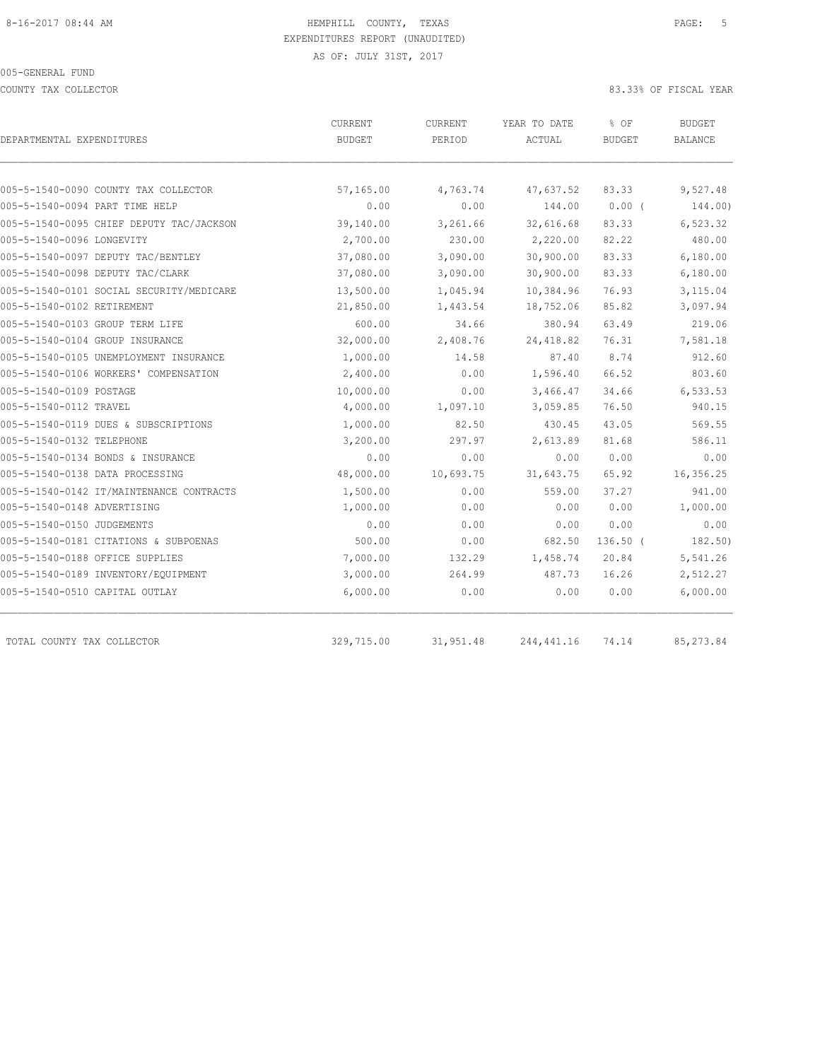HEMPHILL COUNTY, TEXAS
EXPENDITURES REPORT (UNAUDITED)
AS OF: JULY 31ST, 2017

005-GENERAL FUND

COUNTY TAX COLLECTOR

83.33% OF FISCAL YEAR

| DEPARTMENTAL EXPENDITURES | CURRENT BUDGET | CURRENT PERIOD | YEAR TO DATE ACTUAL | % OF BUDGET | BUDGET BALANCE |
|---|---|---|---|---|---|
| 005-5-1540-0090 COUNTY TAX COLLECTOR | 57,165.00 | 4,763.74 | 47,637.52 | 83.33 | 9,527.48 |
| 005-5-1540-0094 PART TIME HELP | 0.00 | 0.00 | 144.00 | 0.00 ( | 144.00) |
| 005-5-1540-0095 CHIEF DEPUTY TAC/JACKSON | 39,140.00 | 3,261.66 | 32,616.68 | 83.33 | 6,523.32 |
| 005-5-1540-0096 LONGEVITY | 2,700.00 | 230.00 | 2,220.00 | 82.22 | 480.00 |
| 005-5-1540-0097 DEPUTY TAC/BENTLEY | 37,080.00 | 3,090.00 | 30,900.00 | 83.33 | 6,180.00 |
| 005-5-1540-0098 DEPUTY TAC/CLARK | 37,080.00 | 3,090.00 | 30,900.00 | 83.33 | 6,180.00 |
| 005-5-1540-0101 SOCIAL SECURITY/MEDICARE | 13,500.00 | 1,045.94 | 10,384.96 | 76.93 | 3,115.04 |
| 005-5-1540-0102 RETIREMENT | 21,850.00 | 1,443.54 | 18,752.06 | 85.82 | 3,097.94 |
| 005-5-1540-0103 GROUP TERM LIFE | 600.00 | 34.66 | 380.94 | 63.49 | 219.06 |
| 005-5-1540-0104 GROUP INSURANCE | 32,000.00 | 2,408.76 | 24,418.82 | 76.31 | 7,581.18 |
| 005-5-1540-0105 UNEMPLOYMENT INSURANCE | 1,000.00 | 14.58 | 87.40 | 8.74 | 912.60 |
| 005-5-1540-0106 WORKERS' COMPENSATION | 2,400.00 | 0.00 | 1,596.40 | 66.52 | 803.60 |
| 005-5-1540-0109 POSTAGE | 10,000.00 | 0.00 | 3,466.47 | 34.66 | 6,533.53 |
| 005-5-1540-0112 TRAVEL | 4,000.00 | 1,097.10 | 3,059.85 | 76.50 | 940.15 |
| 005-5-1540-0119 DUES & SUBSCRIPTIONS | 1,000.00 | 82.50 | 430.45 | 43.05 | 569.55 |
| 005-5-1540-0132 TELEPHONE | 3,200.00 | 297.97 | 2,613.89 | 81.68 | 586.11 |
| 005-5-1540-0134 BONDS & INSURANCE | 0.00 | 0.00 | 0.00 | 0.00 | 0.00 |
| 005-5-1540-0138 DATA PROCESSING | 48,000.00 | 10,693.75 | 31,643.75 | 65.92 | 16,356.25 |
| 005-5-1540-0142 IT/MAINTENANCE CONTRACTS | 1,500.00 | 0.00 | 559.00 | 37.27 | 941.00 |
| 005-5-1540-0148 ADVERTISING | 1,000.00 | 0.00 | 0.00 | 0.00 | 1,000.00 |
| 005-5-1540-0150 JUDGEMENTS | 0.00 | 0.00 | 0.00 | 0.00 | 0.00 |
| 005-5-1540-0181 CITATIONS & SUBPOENAS | 500.00 | 0.00 | 682.50 | 136.50 ( | 182.50) |
| 005-5-1540-0188 OFFICE SUPPLIES | 7,000.00 | 132.29 | 1,458.74 | 20.84 | 5,541.26 |
| 005-5-1540-0189 INVENTORY/EQUIPMENT | 3,000.00 | 264.99 | 487.73 | 16.26 | 2,512.27 |
| 005-5-1540-0510 CAPITAL OUTLAY | 6,000.00 | 0.00 | 0.00 | 0.00 | 6,000.00 |
| TOTAL COUNTY TAX COLLECTOR | 329,715.00 | 31,951.48 | 244,441.16 | 74.14 | 85,273.84 |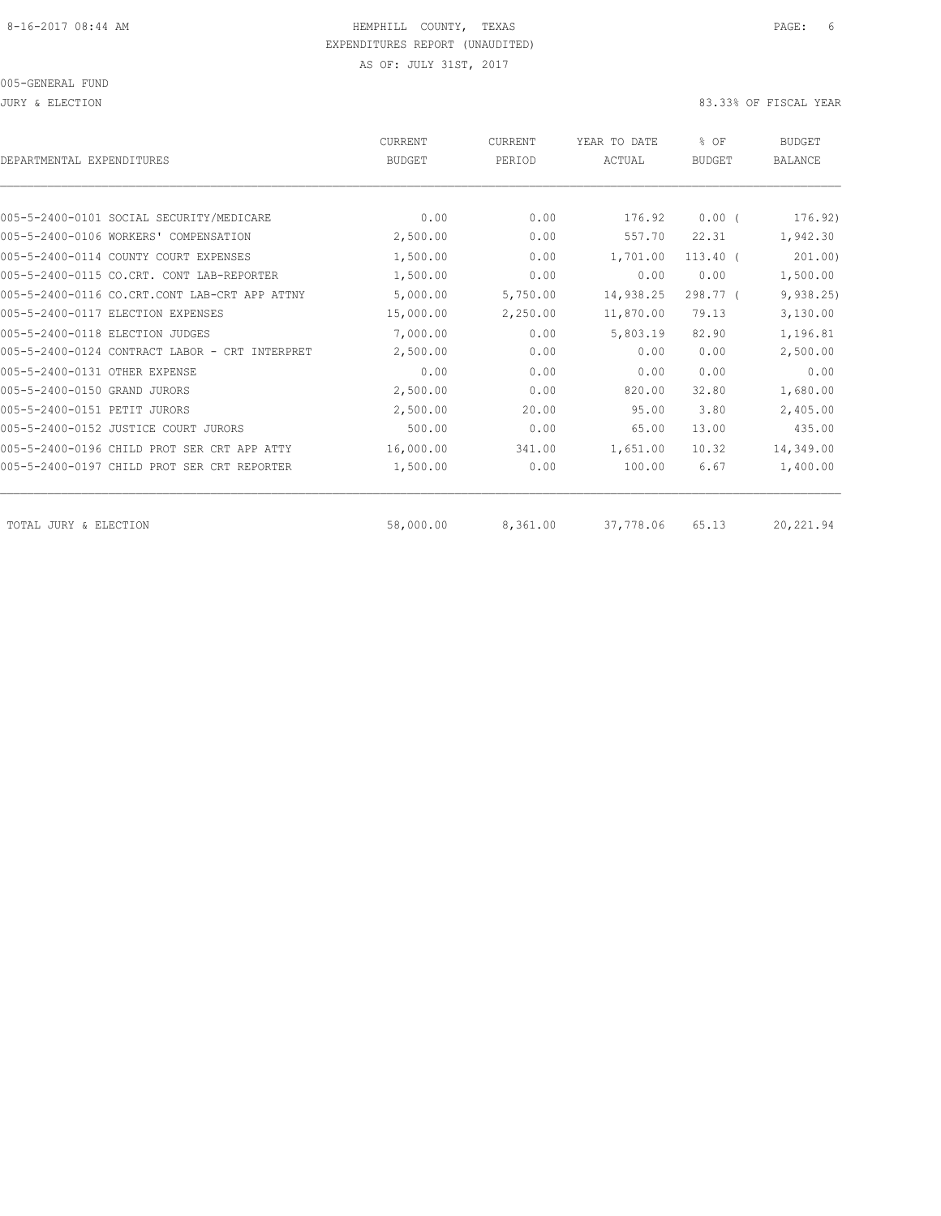8-16-2017 08:44 AM HEMPHILL COUNTY, TEXAS

EXPENDITURES REPORT (UNAUDITED)

AS OF: JULY 31ST, 2017

005-GENERAL FUND

JURY & ELECTION 83.33% OF FISCAL YEAR

| DEPARTMENTAL EXPENDITURES | CURRENT BUDGET | CURRENT PERIOD | YEAR TO DATE ACTUAL | % OF BUDGET | BUDGET BALANCE |
|---|---|---|---|---|---|
| 005-5-2400-0101 SOCIAL SECURITY/MEDICARE | 0.00 | 0.00 | 176.92 | 0.00 ( | 176.92) |
| 005-5-2400-0106 WORKERS' COMPENSATION | 2,500.00 | 0.00 | 557.70 | 22.31 | 1,942.30 |
| 005-5-2400-0114 COUNTY COURT EXPENSES | 1,500.00 | 0.00 | 1,701.00 | 113.40 ( | 201.00) |
| 005-5-2400-0115 CO.CRT. CONT LAB-REPORTER | 1,500.00 | 0.00 | 0.00 | 0.00 | 1,500.00 |
| 005-5-2400-0116 CO.CRT.CONT LAB-CRT APP ATTNY | 5,000.00 | 5,750.00 | 14,938.25 | 298.77 ( | 9,938.25) |
| 005-5-2400-0117 ELECTION EXPENSES | 15,000.00 | 2,250.00 | 11,870.00 | 79.13 | 3,130.00 |
| 005-5-2400-0118 ELECTION JUDGES | 7,000.00 | 0.00 | 5,803.19 | 82.90 | 1,196.81 |
| 005-5-2400-0124 CONTRACT LABOR - CRT INTERPRET | 2,500.00 | 0.00 | 0.00 | 0.00 | 2,500.00 |
| 005-5-2400-0131 OTHER EXPENSE | 0.00 | 0.00 | 0.00 | 0.00 | 0.00 |
| 005-5-2400-0150 GRAND JURORS | 2,500.00 | 0.00 | 820.00 | 32.80 | 1,680.00 |
| 005-5-2400-0151 PETIT JURORS | 2,500.00 | 20.00 | 95.00 | 3.80 | 2,405.00 |
| 005-5-2400-0152 JUSTICE COURT JURORS | 500.00 | 0.00 | 65.00 | 13.00 | 435.00 |
| 005-5-2400-0196 CHILD PROT SER CRT APP ATTY | 16,000.00 | 341.00 | 1,651.00 | 10.32 | 14,349.00 |
| 005-5-2400-0197 CHILD PROT SER CRT REPORTER | 1,500.00 | 0.00 | 100.00 | 6.67 | 1,400.00 |
| TOTAL JURY & ELECTION | 58,000.00 | 8,361.00 | 37,778.06 | 65.13 | 20,221.94 |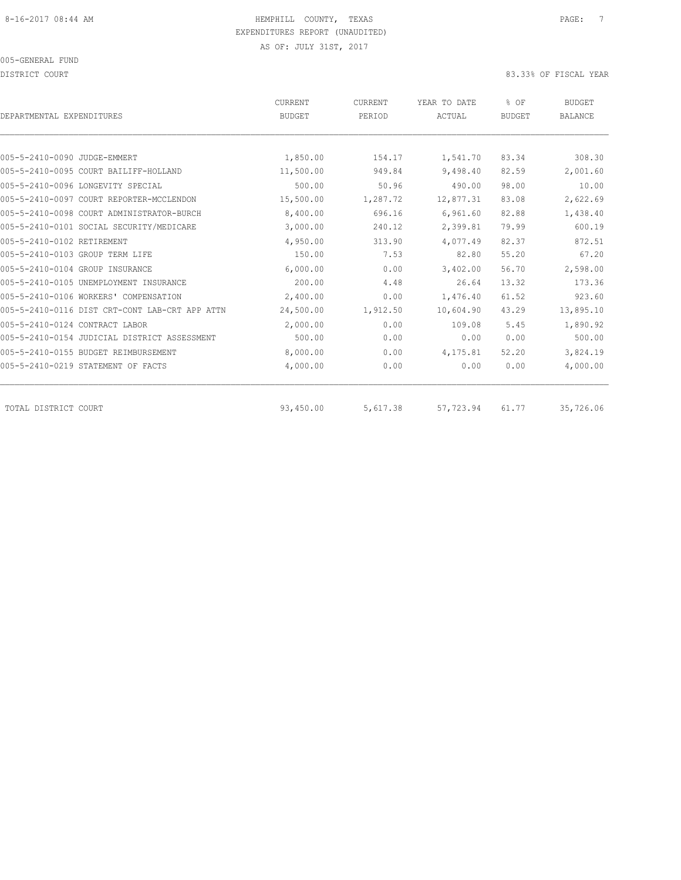HEMPHILL COUNTY, TEXAS
EXPENDITURES REPORT (UNAUDITED)
AS OF: JULY 31ST, 2017

005-GENERAL FUND

DISTRICT COURT — 83.33% OF FISCAL YEAR

| DEPARTMENTAL EXPENDITURES | CURRENT BUDGET | CURRENT PERIOD | YEAR TO DATE ACTUAL | % OF BUDGET | BUDGET BALANCE |
|---|---|---|---|---|---|
| 005-5-2410-0090 JUDGE-EMMERT | 1,850.00 | 154.17 | 1,541.70 | 83.34 | 308.30 |
| 005-5-2410-0095 COURT BAILIFF-HOLLAND | 11,500.00 | 949.84 | 9,498.40 | 82.59 | 2,001.60 |
| 005-5-2410-0096 LONGEVITY SPECIAL | 500.00 | 50.96 | 490.00 | 98.00 | 10.00 |
| 005-5-2410-0097 COURT REPORTER-MCCLENDON | 15,500.00 | 1,287.72 | 12,877.31 | 83.08 | 2,622.69 |
| 005-5-2410-0098 COURT ADMINISTRATOR-BURCH | 8,400.00 | 696.16 | 6,961.60 | 82.88 | 1,438.40 |
| 005-5-2410-0101 SOCIAL SECURITY/MEDICARE | 3,000.00 | 240.12 | 2,399.81 | 79.99 | 600.19 |
| 005-5-2410-0102 RETIREMENT | 4,950.00 | 313.90 | 4,077.49 | 82.37 | 872.51 |
| 005-5-2410-0103 GROUP TERM LIFE | 150.00 | 7.53 | 82.80 | 55.20 | 67.20 |
| 005-5-2410-0104 GROUP INSURANCE | 6,000.00 | 0.00 | 3,402.00 | 56.70 | 2,598.00 |
| 005-5-2410-0105 UNEMPLOYMENT INSURANCE | 200.00 | 4.48 | 26.64 | 13.32 | 173.36 |
| 005-5-2410-0106 WORKERS' COMPENSATION | 2,400.00 | 0.00 | 1,476.40 | 61.52 | 923.60 |
| 005-5-2410-0116 DIST CRT-CONT LAB-CRT APP ATTN | 24,500.00 | 1,912.50 | 10,604.90 | 43.29 | 13,895.10 |
| 005-5-2410-0124 CONTRACT LABOR | 2,000.00 | 0.00 | 109.08 | 5.45 | 1,890.92 |
| 005-5-2410-0154 JUDICIAL DISTRICT ASSESSMENT | 500.00 | 0.00 | 0.00 | 0.00 | 500.00 |
| 005-5-2410-0155 BUDGET REIMBURSEMENT | 8,000.00 | 0.00 | 4,175.81 | 52.20 | 3,824.19 |
| 005-5-2410-0219 STATEMENT OF FACTS | 4,000.00 | 0.00 | 0.00 | 0.00 | 4,000.00 |
| TOTAL DISTRICT COURT | 93,450.00 | 5,617.38 | 57,723.94 | 61.77 | 35,726.06 |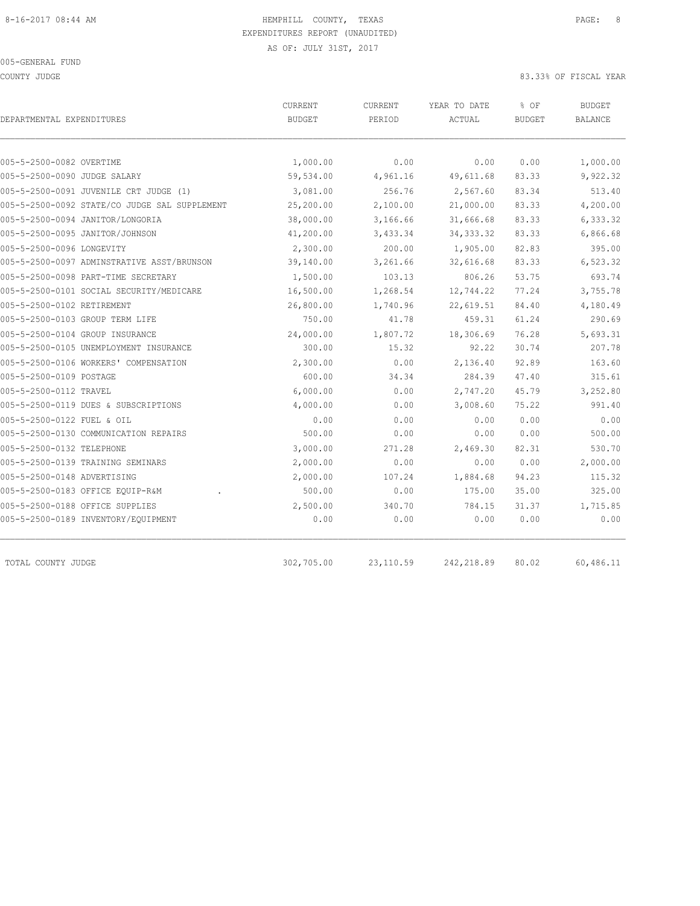HEMPHILL COUNTY, TEXAS

EXPENDITURES REPORT (UNAUDITED)

AS OF: JULY 31ST, 2017

005-GENERAL FUND

COUNTY JUDGE

83.33% OF FISCAL YEAR

| DEPARTMENTAL EXPENDITURES | CURRENT BUDGET | CURRENT PERIOD | YEAR TO DATE ACTUAL | % OF BUDGET | BUDGET BALANCE |
|---|---|---|---|---|---|
| 005-5-2500-0082 OVERTIME | 1,000.00 | 0.00 | 0.00 | 0.00 | 1,000.00 |
| 005-5-2500-0090 JUDGE SALARY | 59,534.00 | 4,961.16 | 49,611.68 | 83.33 | 9,922.32 |
| 005-5-2500-0091 JUVENILE CRT JUDGE (1) | 3,081.00 | 256.76 | 2,567.60 | 83.34 | 513.40 |
| 005-5-2500-0092 STATE/CO JUDGE SAL SUPPLEMENT | 25,200.00 | 2,100.00 | 21,000.00 | 83.33 | 4,200.00 |
| 005-5-2500-0094 JANITOR/LONGORIA | 38,000.00 | 3,166.66 | 31,666.68 | 83.33 | 6,333.32 |
| 005-5-2500-0095 JANITOR/JOHNSON | 41,200.00 | 3,433.34 | 34,333.32 | 83.33 | 6,866.68 |
| 005-5-2500-0096 LONGEVITY | 2,300.00 | 200.00 | 1,905.00 | 82.83 | 395.00 |
| 005-5-2500-0097 ADMINSTRATIVE ASST/BRUNSON | 39,140.00 | 3,261.66 | 32,616.68 | 83.33 | 6,523.32 |
| 005-5-2500-0098 PART-TIME SECRETARY | 1,500.00 | 103.13 | 806.26 | 53.75 | 693.74 |
| 005-5-2500-0101 SOCIAL SECURITY/MEDICARE | 16,500.00 | 1,268.54 | 12,744.22 | 77.24 | 3,755.78 |
| 005-5-2500-0102 RETIREMENT | 26,800.00 | 1,740.96 | 22,619.51 | 84.40 | 4,180.49 |
| 005-5-2500-0103 GROUP TERM LIFE | 750.00 | 41.78 | 459.31 | 61.24 | 290.69 |
| 005-5-2500-0104 GROUP INSURANCE | 24,000.00 | 1,807.72 | 18,306.69 | 76.28 | 5,693.31 |
| 005-5-2500-0105 UNEMPLOYMENT INSURANCE | 300.00 | 15.32 | 92.22 | 30.74 | 207.78 |
| 005-5-2500-0106 WORKERS' COMPENSATION | 2,300.00 | 0.00 | 2,136.40 | 92.89 | 163.60 |
| 005-5-2500-0109 POSTAGE | 600.00 | 34.34 | 284.39 | 47.40 | 315.61 |
| 005-5-2500-0112 TRAVEL | 6,000.00 | 0.00 | 2,747.20 | 45.79 | 3,252.80 |
| 005-5-2500-0119 DUES & SUBSCRIPTIONS | 4,000.00 | 0.00 | 3,008.60 | 75.22 | 991.40 |
| 005-5-2500-0122 FUEL & OIL | 0.00 | 0.00 | 0.00 | 0.00 | 0.00 |
| 005-5-2500-0130 COMMUNICATION REPAIRS | 500.00 | 0.00 | 0.00 | 0.00 | 500.00 |
| 005-5-2500-0132 TELEPHONE | 3,000.00 | 271.28 | 2,469.30 | 82.31 | 530.70 |
| 005-5-2500-0139 TRAINING SEMINARS | 2,000.00 | 0.00 | 0.00 | 0.00 | 2,000.00 |
| 005-5-2500-0148 ADVERTISING | 2,000.00 | 107.24 | 1,884.68 | 94.23 | 115.32 |
| 005-5-2500-0183 OFFICE EQUIP-R&M . | 500.00 | 0.00 | 175.00 | 35.00 | 325.00 |
| 005-5-2500-0188 OFFICE SUPPLIES | 2,500.00 | 340.70 | 784.15 | 31.37 | 1,715.85 |
| 005-5-2500-0189 INVENTORY/EQUIPMENT | 0.00 | 0.00 | 0.00 | 0.00 | 0.00 |
| TOTAL COUNTY JUDGE | 302,705.00 | 23,110.59 | 242,218.89 | 80.02 | 60,486.11 |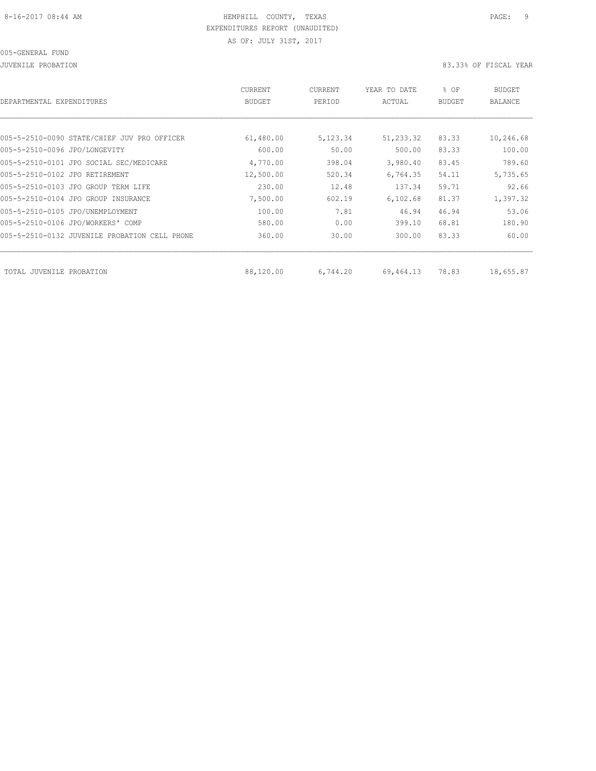HEMPHILL COUNTY, TEXAS
EXPENDITURES REPORT (UNAUDITED)
AS OF: JULY 31ST, 2017

005-GENERAL FUND

JUVENILE PROBATION

83.33% OF FISCAL YEAR

| DEPARTMENTAL EXPENDITURES | CURRENT BUDGET | CURRENT PERIOD | YEAR TO DATE ACTUAL | % OF BUDGET | BUDGET BALANCE |
|---|---|---|---|---|---|
| 005-5-2510-0090 STATE/CHIEF JUV PRO OFFICER | 61,480.00 | 5,123.34 | 51,233.32 | 83.33 | 10,246.68 |
| 005-5-2510-0096 JPO/LONGEVITY | 600.00 | 50.00 | 500.00 | 83.33 | 100.00 |
| 005-5-2510-0101 JPO SOCIAL SEC/MEDICARE | 4,770.00 | 398.04 | 3,980.40 | 83.45 | 789.60 |
| 005-5-2510-0102 JPO RETIREMENT | 12,500.00 | 520.34 | 6,764.35 | 54.11 | 5,735.65 |
| 005-5-2510-0103 JPO GROUP TERM LIFE | 230.00 | 12.48 | 137.34 | 59.71 | 92.66 |
| 005-5-2510-0104 JPO GROUP INSURANCE | 7,500.00 | 602.19 | 6,102.68 | 81.37 | 1,397.32 |
| 005-5-2510-0105 JPO/UNEMPLOYMENT | 100.00 | 7.81 | 46.94 | 46.94 | 53.06 |
| 005-5-2510-0106 JPO/WORKERS' COMP | 580.00 | 0.00 | 399.10 | 68.81 | 180.90 |
| 005-5-2510-0132 JUVENILE PROBATION CELL PHONE | 360.00 | 30.00 | 300.00 | 83.33 | 60.00 |
| TOTAL JUVENILE PROBATION | 88,120.00 | 6,744.20 | 69,464.13 | 78.83 | 18,655.87 |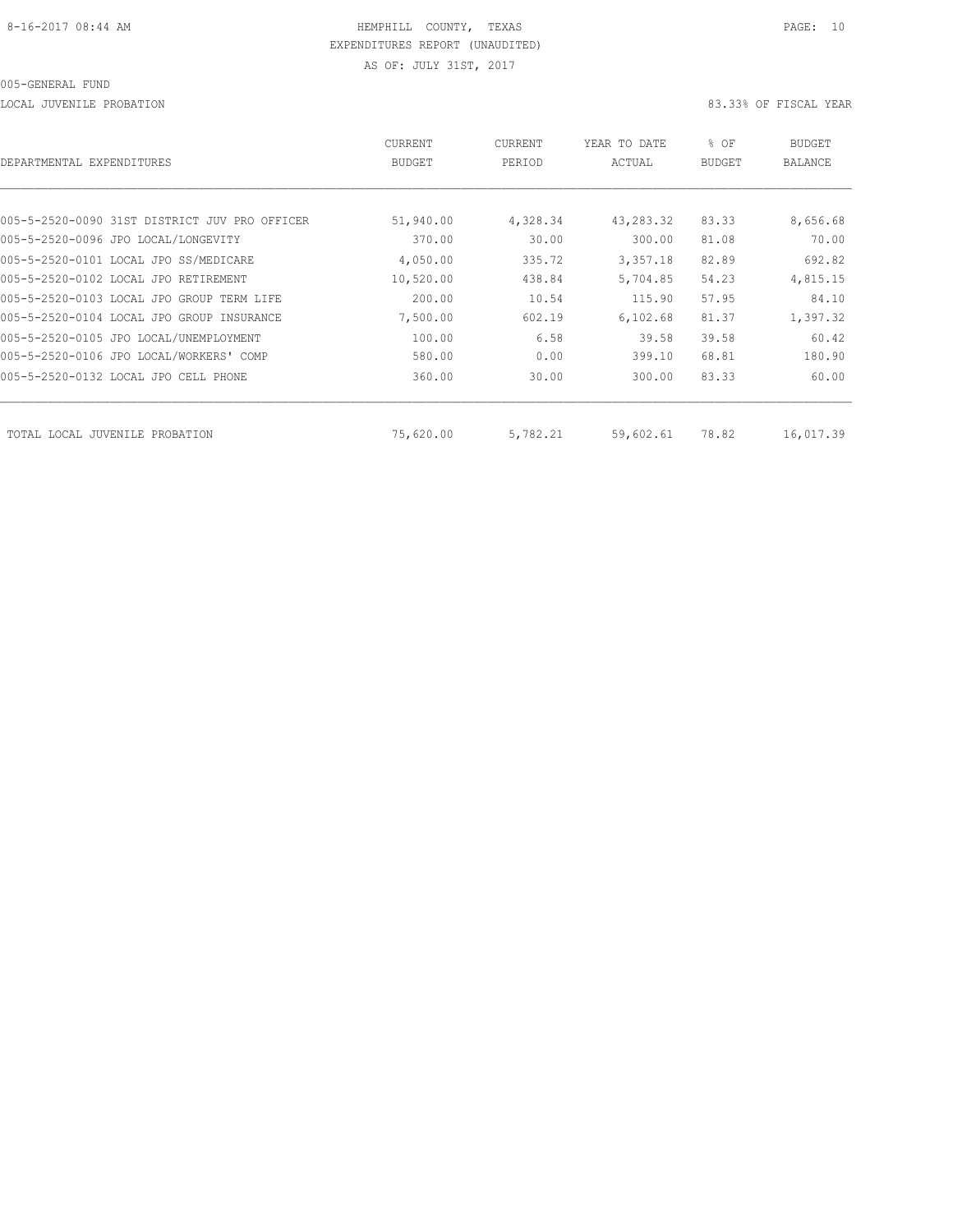HEMPHILL COUNTY, TEXAS
EXPENDITURES REPORT (UNAUDITED)
AS OF: JULY 31ST, 2017

005-GENERAL FUND

LOCAL JUVENILE PROBATION

83.33% OF FISCAL YEAR

| DEPARTMENTAL EXPENDITURES | CURRENT BUDGET | CURRENT PERIOD | YEAR TO DATE ACTUAL | % OF BUDGET | BUDGET BALANCE |
|---|---|---|---|---|---|
| 005-5-2520-0090 31ST DISTRICT JUV PRO OFFICER | 51,940.00 | 4,328.34 | 43,283.32 | 83.33 | 8,656.68 |
| 005-5-2520-0096 JPO LOCAL/LONGEVITY | 370.00 | 30.00 | 300.00 | 81.08 | 70.00 |
| 005-5-2520-0101 LOCAL JPO SS/MEDICARE | 4,050.00 | 335.72 | 3,357.18 | 82.89 | 692.82 |
| 005-5-2520-0102 LOCAL JPO RETIREMENT | 10,520.00 | 438.84 | 5,704.85 | 54.23 | 4,815.15 |
| 005-5-2520-0103 LOCAL JPO GROUP TERM LIFE | 200.00 | 10.54 | 115.90 | 57.95 | 84.10 |
| 005-5-2520-0104 LOCAL JPO GROUP INSURANCE | 7,500.00 | 602.19 | 6,102.68 | 81.37 | 1,397.32 |
| 005-5-2520-0105 JPO LOCAL/UNEMPLOYMENT | 100.00 | 6.58 | 39.58 | 39.58 | 60.42 |
| 005-5-2520-0106 JPO LOCAL/WORKERS' COMP | 580.00 | 0.00 | 399.10 | 68.81 | 180.90 |
| 005-5-2520-0132 LOCAL JPO CELL PHONE | 360.00 | 30.00 | 300.00 | 83.33 | 60.00 |
| TOTAL LOCAL JUVENILE PROBATION | 75,620.00 | 5,782.21 | 59,602.61 | 78.82 | 16,017.39 |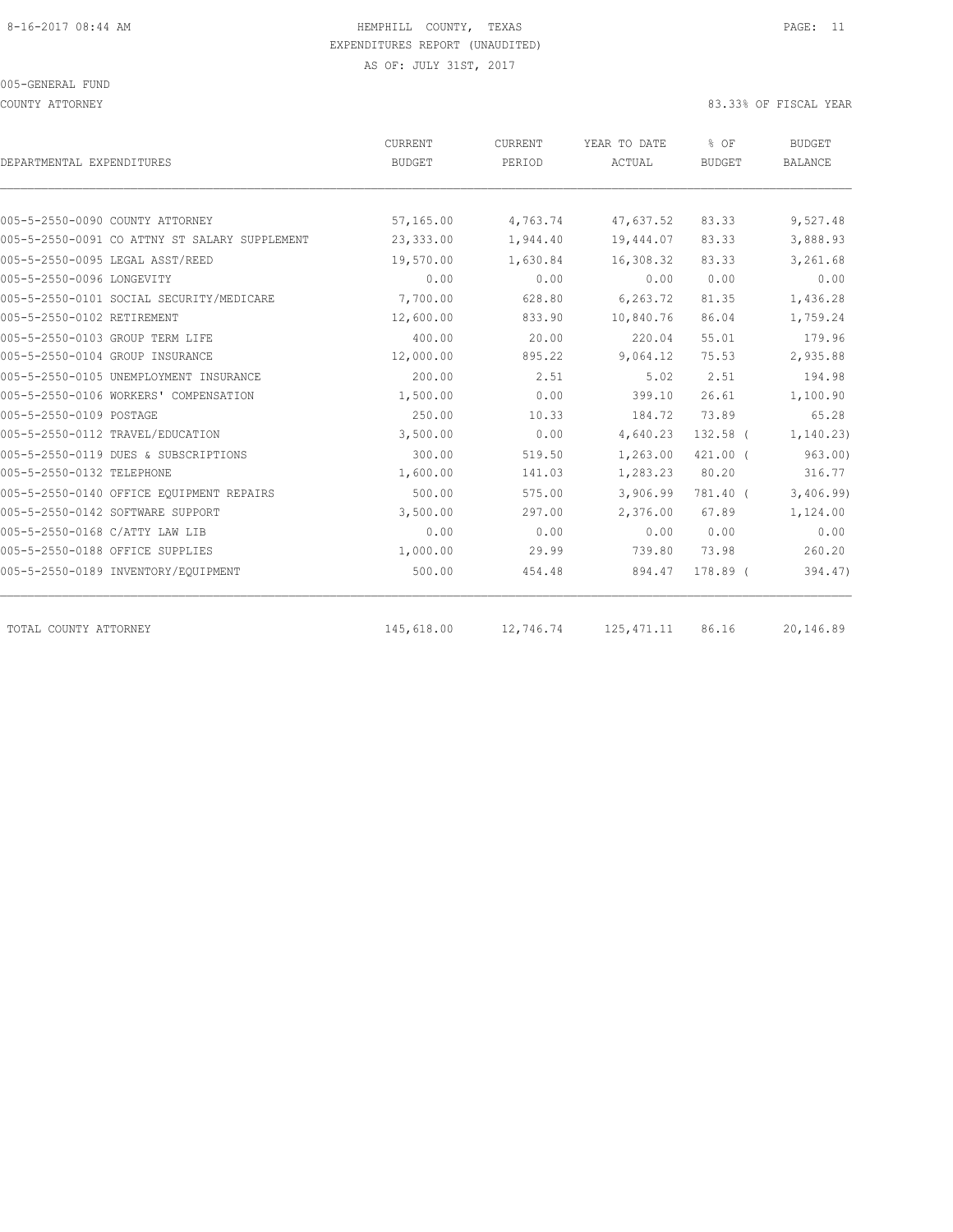HEMPHILL COUNTY, TEXAS
EXPENDITURES REPORT (UNAUDITED)
AS OF: JULY 31ST, 2017

005-GENERAL FUND

COUNTY ATTORNEY

83.33% OF FISCAL YEAR

| DEPARTMENTAL EXPENDITURES | CURRENT BUDGET | CURRENT PERIOD | YEAR TO DATE ACTUAL | % OF BUDGET | BUDGET BALANCE |
|---|---|---|---|---|---|
| 005-5-2550-0090 COUNTY ATTORNEY | 57,165.00 | 4,763.74 | 47,637.52 | 83.33 | 9,527.48 |
| 005-5-2550-0091 CO ATTNY ST SALARY SUPPLEMENT | 23,333.00 | 1,944.40 | 19,444.07 | 83.33 | 3,888.93 |
| 005-5-2550-0095 LEGAL ASST/REED | 19,570.00 | 1,630.84 | 16,308.32 | 83.33 | 3,261.68 |
| 005-5-2550-0096 LONGEVITY | 0.00 | 0.00 | 0.00 | 0.00 | 0.00 |
| 005-5-2550-0101 SOCIAL SECURITY/MEDICARE | 7,700.00 | 628.80 | 6,263.72 | 81.35 | 1,436.28 |
| 005-5-2550-0102 RETIREMENT | 12,600.00 | 833.90 | 10,840.76 | 86.04 | 1,759.24 |
| 005-5-2550-0103 GROUP TERM LIFE | 400.00 | 20.00 | 220.04 | 55.01 | 179.96 |
| 005-5-2550-0104 GROUP INSURANCE | 12,000.00 | 895.22 | 9,064.12 | 75.53 | 2,935.88 |
| 005-5-2550-0105 UNEMPLOYMENT INSURANCE | 200.00 | 2.51 | 5.02 | 2.51 | 194.98 |
| 005-5-2550-0106 WORKERS' COMPENSATION | 1,500.00 | 0.00 | 399.10 | 26.61 | 1,100.90 |
| 005-5-2550-0109 POSTAGE | 250.00 | 10.33 | 184.72 | 73.89 | 65.28 |
| 005-5-2550-0112 TRAVEL/EDUCATION | 3,500.00 | 0.00 | 4,640.23 | 132.58 | ( 1,140.23) |
| 005-5-2550-0119 DUES & SUBSCRIPTIONS | 300.00 | 519.50 | 1,263.00 | 421.00 | ( 963.00) |
| 005-5-2550-0132 TELEPHONE | 1,600.00 | 141.03 | 1,283.23 | 80.20 | 316.77 |
| 005-5-2550-0140 OFFICE EQUIPMENT REPAIRS | 500.00 | 575.00 | 3,906.99 | 781.40 | ( 3,406.99) |
| 005-5-2550-0142 SOFTWARE SUPPORT | 3,500.00 | 297.00 | 2,376.00 | 67.89 | 1,124.00 |
| 005-5-2550-0168 C/ATTY LAW LIB | 0.00 | 0.00 | 0.00 | 0.00 | 0.00 |
| 005-5-2550-0188 OFFICE SUPPLIES | 1,000.00 | 29.99 | 739.80 | 73.98 | 260.20 |
| 005-5-2550-0189 INVENTORY/EQUIPMENT | 500.00 | 454.48 | 894.47 | 178.89 | ( 394.47) |
| TOTAL COUNTY ATTORNEY | 145,618.00 | 12,746.74 | 125,471.11 | 86.16 | 20,146.89 |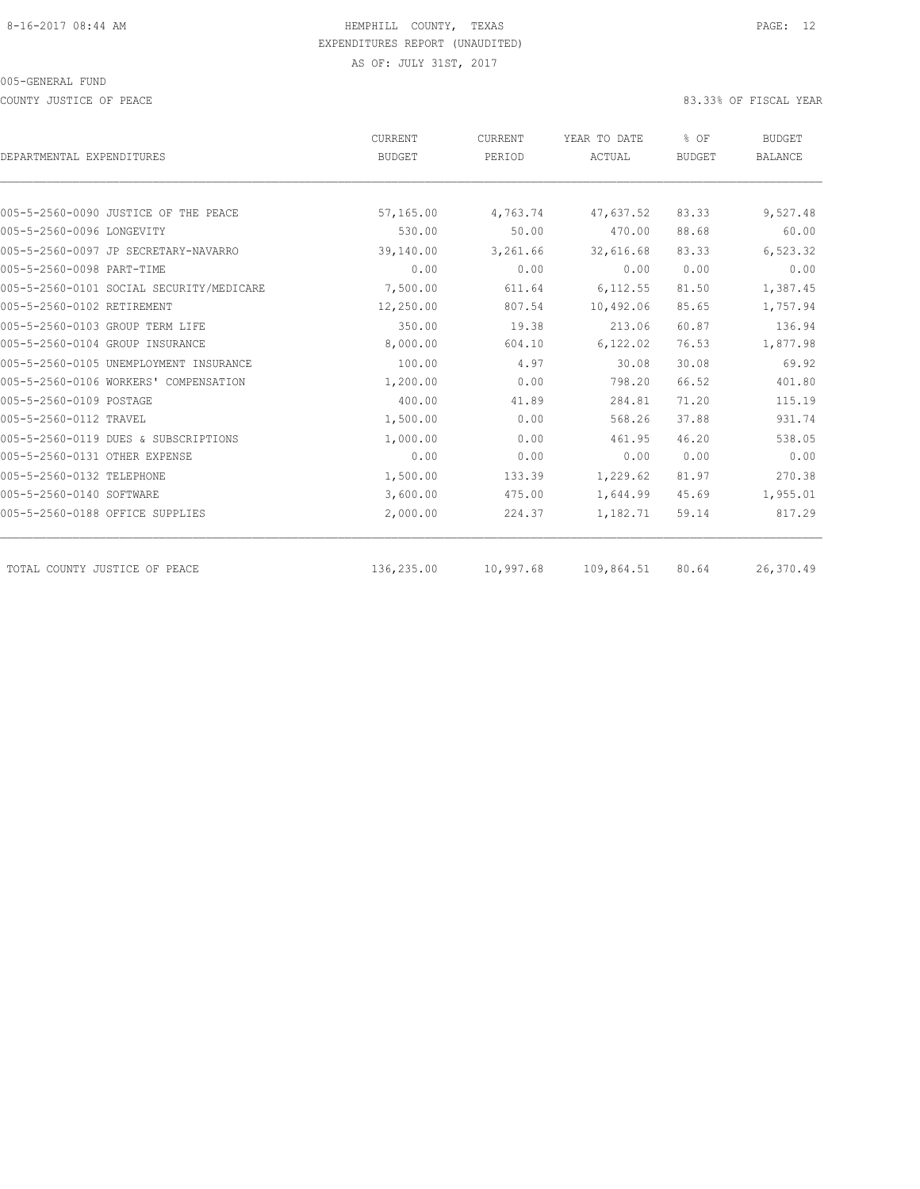HEMPHILL COUNTY, TEXAS
EXPENDITURES REPORT (UNAUDITED)
AS OF: JULY 31ST, 2017

005-GENERAL FUND

COUNTY JUSTICE OF PEACE — 83.33% OF FISCAL YEAR

| DEPARTMENTAL EXPENDITURES | CURRENT BUDGET | CURRENT PERIOD | YEAR TO DATE ACTUAL | % OF BUDGET | BUDGET BALANCE |
|---|---|---|---|---|---|
| 005-5-2560-0090 JUSTICE OF THE PEACE | 57,165.00 | 4,763.74 | 47,637.52 | 83.33 | 9,527.48 |
| 005-5-2560-0096 LONGEVITY | 530.00 | 50.00 | 470.00 | 88.68 | 60.00 |
| 005-5-2560-0097 JP SECRETARY-NAVARRO | 39,140.00 | 3,261.66 | 32,616.68 | 83.33 | 6,523.32 |
| 005-5-2560-0098 PART-TIME | 0.00 | 0.00 | 0.00 | 0.00 | 0.00 |
| 005-5-2560-0101 SOCIAL SECURITY/MEDICARE | 7,500.00 | 611.64 | 6,112.55 | 81.50 | 1,387.45 |
| 005-5-2560-0102 RETIREMENT | 12,250.00 | 807.54 | 10,492.06 | 85.65 | 1,757.94 |
| 005-5-2560-0103 GROUP TERM LIFE | 350.00 | 19.38 | 213.06 | 60.87 | 136.94 |
| 005-5-2560-0104 GROUP INSURANCE | 8,000.00 | 604.10 | 6,122.02 | 76.53 | 1,877.98 |
| 005-5-2560-0105 UNEMPLOYMENT INSURANCE | 100.00 | 4.97 | 30.08 | 30.08 | 69.92 |
| 005-5-2560-0106 WORKERS' COMPENSATION | 1,200.00 | 0.00 | 798.20 | 66.52 | 401.80 |
| 005-5-2560-0109 POSTAGE | 400.00 | 41.89 | 284.81 | 71.20 | 115.19 |
| 005-5-2560-0112 TRAVEL | 1,500.00 | 0.00 | 568.26 | 37.88 | 931.74 |
| 005-5-2560-0119 DUES & SUBSCRIPTIONS | 1,000.00 | 0.00 | 461.95 | 46.20 | 538.05 |
| 005-5-2560-0131 OTHER EXPENSE | 0.00 | 0.00 | 0.00 | 0.00 | 0.00 |
| 005-5-2560-0132 TELEPHONE | 1,500.00 | 133.39 | 1,229.62 | 81.97 | 270.38 |
| 005-5-2560-0140 SOFTWARE | 3,600.00 | 475.00 | 1,644.99 | 45.69 | 1,955.01 |
| 005-5-2560-0188 OFFICE SUPPLIES | 2,000.00 | 224.37 | 1,182.71 | 59.14 | 817.29 |
| TOTAL COUNTY JUSTICE OF PEACE | 136,235.00 | 10,997.68 | 109,864.51 | 80.64 | 26,370.49 |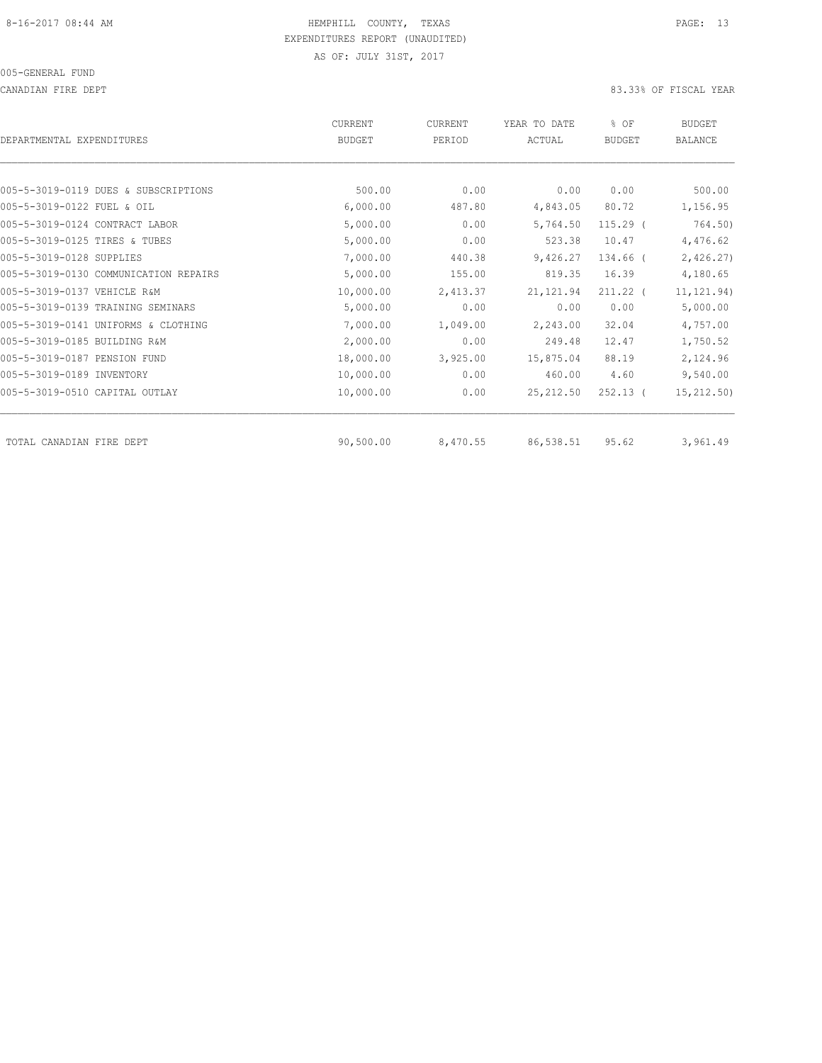HEMPHILL COUNTY, TEXAS
EXPENDITURES REPORT (UNAUDITED)
AS OF: JULY 31ST, 2017

005-GENERAL FUND

CANADIAN FIRE DEPT

83.33% OF FISCAL YEAR

| DEPARTMENTAL EXPENDITURES | CURRENT BUDGET | CURRENT PERIOD | YEAR TO DATE ACTUAL | % OF BUDGET | BUDGET BALANCE |
|---|---|---|---|---|---|
| 005-5-3019-0119 DUES & SUBSCRIPTIONS | 500.00 | 0.00 | 0.00 | 0.00 | 500.00 |
| 005-5-3019-0122 FUEL & OIL | 6,000.00 | 487.80 | 4,843.05 | 80.72 | 1,156.95 |
| 005-5-3019-0124 CONTRACT LABOR | 5,000.00 | 0.00 | 5,764.50 | 115.29 | ( 764.50) |
| 005-5-3019-0125 TIRES & TUBES | 5,000.00 | 0.00 | 523.38 | 10.47 | 4,476.62 |
| 005-5-3019-0128 SUPPLIES | 7,000.00 | 440.38 | 9,426.27 | 134.66 | ( 2,426.27) |
| 005-5-3019-0130 COMMUNICATION REPAIRS | 5,000.00 | 155.00 | 819.35 | 16.39 | 4,180.65 |
| 005-5-3019-0137 VEHICLE R&M | 10,000.00 | 2,413.37 | 21,121.94 | 211.22 | ( 11,121.94) |
| 005-5-3019-0139 TRAINING SEMINARS | 5,000.00 | 0.00 | 0.00 | 0.00 | 5,000.00 |
| 005-5-3019-0141 UNIFORMS & CLOTHING | 7,000.00 | 1,049.00 | 2,243.00 | 32.04 | 4,757.00 |
| 005-5-3019-0185 BUILDING R&M | 2,000.00 | 0.00 | 249.48 | 12.47 | 1,750.52 |
| 005-5-3019-0187 PENSION FUND | 18,000.00 | 3,925.00 | 15,875.04 | 88.19 | 2,124.96 |
| 005-5-3019-0189 INVENTORY | 10,000.00 | 0.00 | 460.00 | 4.60 | 9,540.00 |
| 005-5-3019-0510 CAPITAL OUTLAY | 10,000.00 | 0.00 | 25,212.50 | 252.13 | ( 15,212.50) |
| TOTAL CANADIAN FIRE DEPT | 90,500.00 | 8,470.55 | 86,538.51 | 95.62 | 3,961.49 |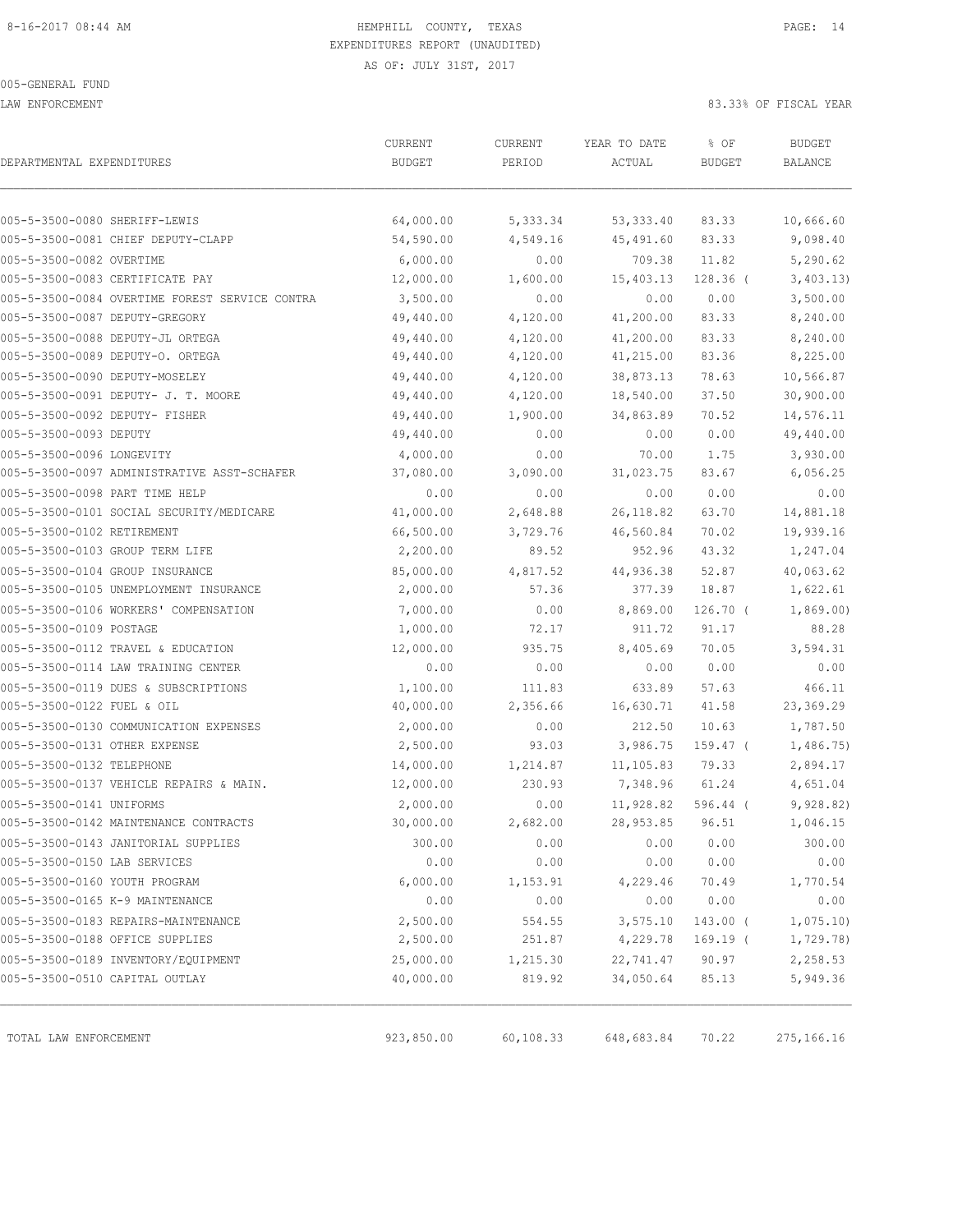HEMPHILL COUNTY, TEXAS
EXPENDITURES REPORT (UNAUDITED)
AS OF: JULY 31ST, 2017

005-GENERAL FUND

LAW ENFORCEMENT — 83.33% OF FISCAL YEAR

| DEPARTMENTAL EXPENDITURES | CURRENT BUDGET | CURRENT PERIOD | YEAR TO DATE ACTUAL | % OF BUDGET | BUDGET BALANCE |
|---|---|---|---|---|---|
| 005-5-3500-0080 SHERIFF-LEWIS | 64,000.00 | 5,333.34 | 53,333.40 | 83.33 | 10,666.60 |
| 005-5-3500-0081 CHIEF DEPUTY-CLAPP | 54,590.00 | 4,549.16 | 45,491.60 | 83.33 | 9,098.40 |
| 005-5-3500-0082 OVERTIME | 6,000.00 | 0.00 | 709.38 | 11.82 | 5,290.62 |
| 005-5-3500-0083 CERTIFICATE PAY | 12,000.00 | 1,600.00 | 15,403.13 | 128.36 ( | 3,403.13) |
| 005-5-3500-0084 OVERTIME FOREST SERVICE CONTRA | 3,500.00 | 0.00 | 0.00 | 0.00 | 3,500.00 |
| 005-5-3500-0087 DEPUTY-GREGORY | 49,440.00 | 4,120.00 | 41,200.00 | 83.33 | 8,240.00 |
| 005-5-3500-0088 DEPUTY-JL ORTEGA | 49,440.00 | 4,120.00 | 41,200.00 | 83.33 | 8,240.00 |
| 005-5-3500-0089 DEPUTY-O. ORTEGA | 49,440.00 | 4,120.00 | 41,215.00 | 83.36 | 8,225.00 |
| 005-5-3500-0090 DEPUTY-MOSELEY | 49,440.00 | 4,120.00 | 38,873.13 | 78.63 | 10,566.87 |
| 005-5-3500-0091 DEPUTY- J. T. MOORE | 49,440.00 | 4,120.00 | 18,540.00 | 37.50 | 30,900.00 |
| 005-5-3500-0092 DEPUTY- FISHER | 49,440.00 | 1,900.00 | 34,863.89 | 70.52 | 14,576.11 |
| 005-5-3500-0093 DEPUTY | 49,440.00 | 0.00 | 0.00 | 0.00 | 49,440.00 |
| 005-5-3500-0096 LONGEVITY | 4,000.00 | 0.00 | 70.00 | 1.75 | 3,930.00 |
| 005-5-3500-0097 ADMINISTRATIVE ASST-SCHAFER | 37,080.00 | 3,090.00 | 31,023.75 | 83.67 | 6,056.25 |
| 005-5-3500-0098 PART TIME HELP | 0.00 | 0.00 | 0.00 | 0.00 | 0.00 |
| 005-5-3500-0101 SOCIAL SECURITY/MEDICARE | 41,000.00 | 2,648.88 | 26,118.82 | 63.70 | 14,881.18 |
| 005-5-3500-0102 RETIREMENT | 66,500.00 | 3,729.76 | 46,560.84 | 70.02 | 19,939.16 |
| 005-5-3500-0103 GROUP TERM LIFE | 2,200.00 | 89.52 | 952.96 | 43.32 | 1,247.04 |
| 005-5-3500-0104 GROUP INSURANCE | 85,000.00 | 4,817.52 | 44,936.38 | 52.87 | 40,063.62 |
| 005-5-3500-0105 UNEMPLOYMENT INSURANCE | 2,000.00 | 57.36 | 377.39 | 18.87 | 1,622.61 |
| 005-5-3500-0106 WORKERS' COMPENSATION | 7,000.00 | 0.00 | 8,869.00 | 126.70 ( | 1,869.00) |
| 005-5-3500-0109 POSTAGE | 1,000.00 | 72.17 | 911.72 | 91.17 | 88.28 |
| 005-5-3500-0112 TRAVEL & EDUCATION | 12,000.00 | 935.75 | 8,405.69 | 70.05 | 3,594.31 |
| 005-5-3500-0114 LAW TRAINING CENTER | 0.00 | 0.00 | 0.00 | 0.00 | 0.00 |
| 005-5-3500-0119 DUES & SUBSCRIPTIONS | 1,100.00 | 111.83 | 633.89 | 57.63 | 466.11 |
| 005-5-3500-0122 FUEL & OIL | 40,000.00 | 2,356.66 | 16,630.71 | 41.58 | 23,369.29 |
| 005-5-3500-0130 COMMUNICATION EXPENSES | 2,000.00 | 0.00 | 212.50 | 10.63 | 1,787.50 |
| 005-5-3500-0131 OTHER EXPENSE | 2,500.00 | 93.03 | 3,986.75 | 159.47 ( | 1,486.75) |
| 005-5-3500-0132 TELEPHONE | 14,000.00 | 1,214.87 | 11,105.83 | 79.33 | 2,894.17 |
| 005-5-3500-0137 VEHICLE REPAIRS & MAIN. | 12,000.00 | 230.93 | 7,348.96 | 61.24 | 4,651.04 |
| 005-5-3500-0141 UNIFORMS | 2,000.00 | 0.00 | 11,928.82 | 596.44 ( | 9,928.82) |
| 005-5-3500-0142 MAINTENANCE CONTRACTS | 30,000.00 | 2,682.00 | 28,953.85 | 96.51 | 1,046.15 |
| 005-5-3500-0143 JANITORIAL SUPPLIES | 300.00 | 0.00 | 0.00 | 0.00 | 300.00 |
| 005-5-3500-0150 LAB SERVICES | 0.00 | 0.00 | 0.00 | 0.00 | 0.00 |
| 005-5-3500-0160 YOUTH PROGRAM | 6,000.00 | 1,153.91 | 4,229.46 | 70.49 | 1,770.54 |
| 005-5-3500-0165 K-9 MAINTENANCE | 0.00 | 0.00 | 0.00 | 0.00 | 0.00 |
| 005-5-3500-0183 REPAIRS-MAINTENANCE | 2,500.00 | 554.55 | 3,575.10 | 143.00 ( | 1,075.10) |
| 005-5-3500-0188 OFFICE SUPPLIES | 2,500.00 | 251.87 | 4,229.78 | 169.19 ( | 1,729.78) |
| 005-5-3500-0189 INVENTORY/EQUIPMENT | 25,000.00 | 1,215.30 | 22,741.47 | 90.97 | 2,258.53 |
| 005-5-3500-0510 CAPITAL OUTLAY | 40,000.00 | 819.92 | 34,050.64 | 85.13 | 5,949.36 |
| TOTAL LAW ENFORCEMENT | 923,850.00 | 60,108.33 | 648,683.84 | 70.22 | 275,166.16 |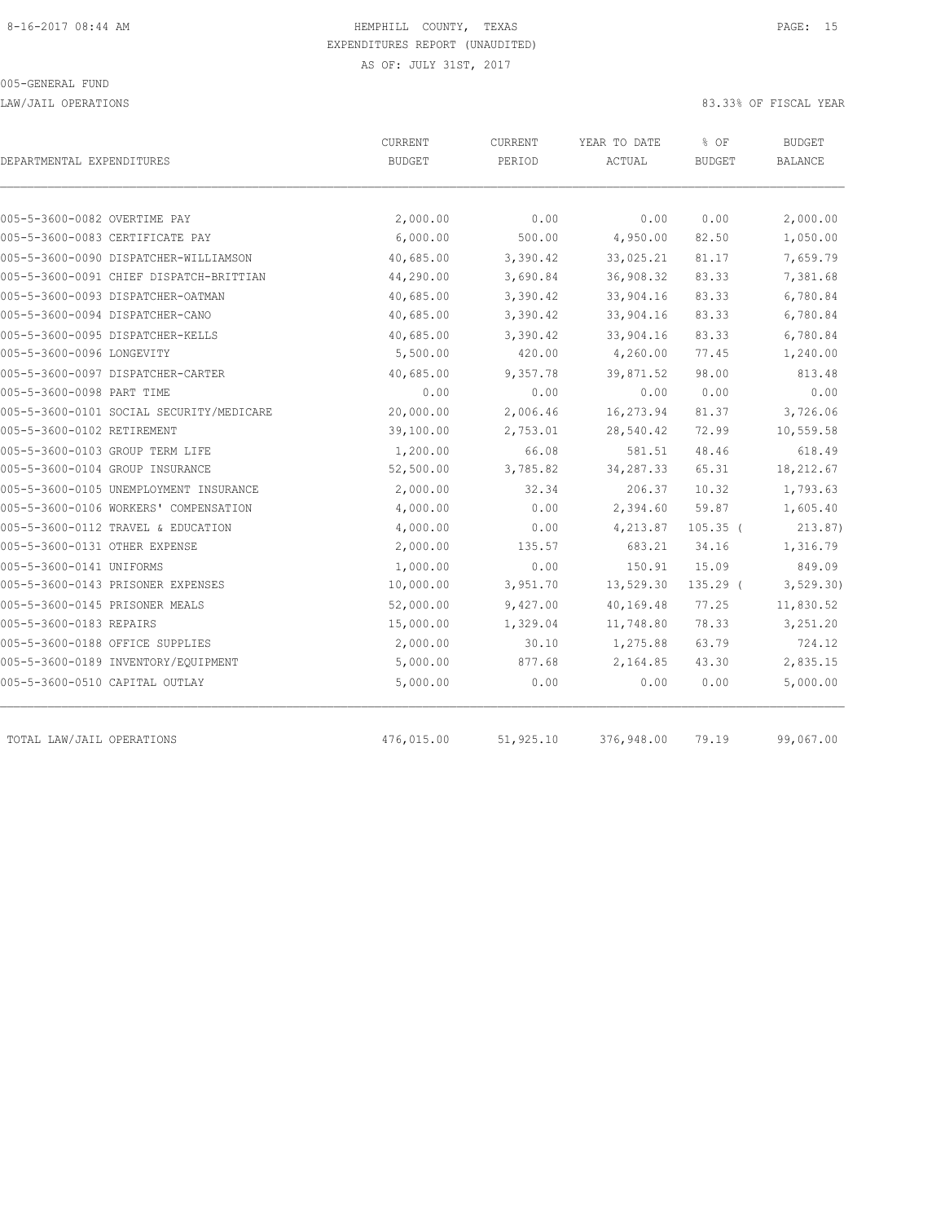HEMPHILL COUNTY, TEXAS
EXPENDITURES REPORT (UNAUDITED)
AS OF: JULY 31ST, 2017

005-GENERAL FUND

LAW/JAIL OPERATIONS — 83.33% OF FISCAL YEAR

| DEPARTMENTAL EXPENDITURES | CURRENT BUDGET | CURRENT PERIOD | YEAR TO DATE ACTUAL | % OF BUDGET | BUDGET BALANCE |
|---|---|---|---|---|---|
| 005-5-3600-0082 OVERTIME PAY | 2,000.00 | 0.00 | 0.00 | 0.00 | 2,000.00 |
| 005-5-3600-0083 CERTIFICATE PAY | 6,000.00 | 500.00 | 4,950.00 | 82.50 | 1,050.00 |
| 005-5-3600-0090 DISPATCHER-WILLIAMSON | 40,685.00 | 3,390.42 | 33,025.21 | 81.17 | 7,659.79 |
| 005-5-3600-0091 CHIEF DISPATCH-BRITTIAN | 44,290.00 | 3,690.84 | 36,908.32 | 83.33 | 7,381.68 |
| 005-5-3600-0093 DISPATCHER-OATMAN | 40,685.00 | 3,390.42 | 33,904.16 | 83.33 | 6,780.84 |
| 005-5-3600-0094 DISPATCHER-CANO | 40,685.00 | 3,390.42 | 33,904.16 | 83.33 | 6,780.84 |
| 005-5-3600-0095 DISPATCHER-KELLS | 40,685.00 | 3,390.42 | 33,904.16 | 83.33 | 6,780.84 |
| 005-5-3600-0096 LONGEVITY | 5,500.00 | 420.00 | 4,260.00 | 77.45 | 1,240.00 |
| 005-5-3600-0097 DISPATCHER-CARTER | 40,685.00 | 9,357.78 | 39,871.52 | 98.00 | 813.48 |
| 005-5-3600-0098 PART TIME | 0.00 | 0.00 | 0.00 | 0.00 | 0.00 |
| 005-5-3600-0101 SOCIAL SECURITY/MEDICARE | 20,000.00 | 2,006.46 | 16,273.94 | 81.37 | 3,726.06 |
| 005-5-3600-0102 RETIREMENT | 39,100.00 | 2,753.01 | 28,540.42 | 72.99 | 10,559.58 |
| 005-5-3600-0103 GROUP TERM LIFE | 1,200.00 | 66.08 | 581.51 | 48.46 | 618.49 |
| 005-5-3600-0104 GROUP INSURANCE | 52,500.00 | 3,785.82 | 34,287.33 | 65.31 | 18,212.67 |
| 005-5-3600-0105 UNEMPLOYMENT INSURANCE | 2,000.00 | 32.34 | 206.37 | 10.32 | 1,793.63 |
| 005-5-3600-0106 WORKERS' COMPENSATION | 4,000.00 | 0.00 | 2,394.60 | 59.87 | 1,605.40 |
| 005-5-3600-0112 TRAVEL & EDUCATION | 4,000.00 | 0.00 | 4,213.87 | 105.35 | ( 213.87) |
| 005-5-3600-0131 OTHER EXPENSE | 2,000.00 | 135.57 | 683.21 | 34.16 | 1,316.79 |
| 005-5-3600-0141 UNIFORMS | 1,000.00 | 0.00 | 150.91 | 15.09 | 849.09 |
| 005-5-3600-0143 PRISONER EXPENSES | 10,000.00 | 3,951.70 | 13,529.30 | 135.29 | ( 3,529.30) |
| 005-5-3600-0145 PRISONER MEALS | 52,000.00 | 9,427.00 | 40,169.48 | 77.25 | 11,830.52 |
| 005-5-3600-0183 REPAIRS | 15,000.00 | 1,329.04 | 11,748.80 | 78.33 | 3,251.20 |
| 005-5-3600-0188 OFFICE SUPPLIES | 2,000.00 | 30.10 | 1,275.88 | 63.79 | 724.12 |
| 005-5-3600-0189 INVENTORY/EQUIPMENT | 5,000.00 | 877.68 | 2,164.85 | 43.30 | 2,835.15 |
| 005-5-3600-0510 CAPITAL OUTLAY | 5,000.00 | 0.00 | 0.00 | 0.00 | 5,000.00 |
| TOTAL LAW/JAIL OPERATIONS | 476,015.00 | 51,925.10 | 376,948.00 | 79.19 | 99,067.00 |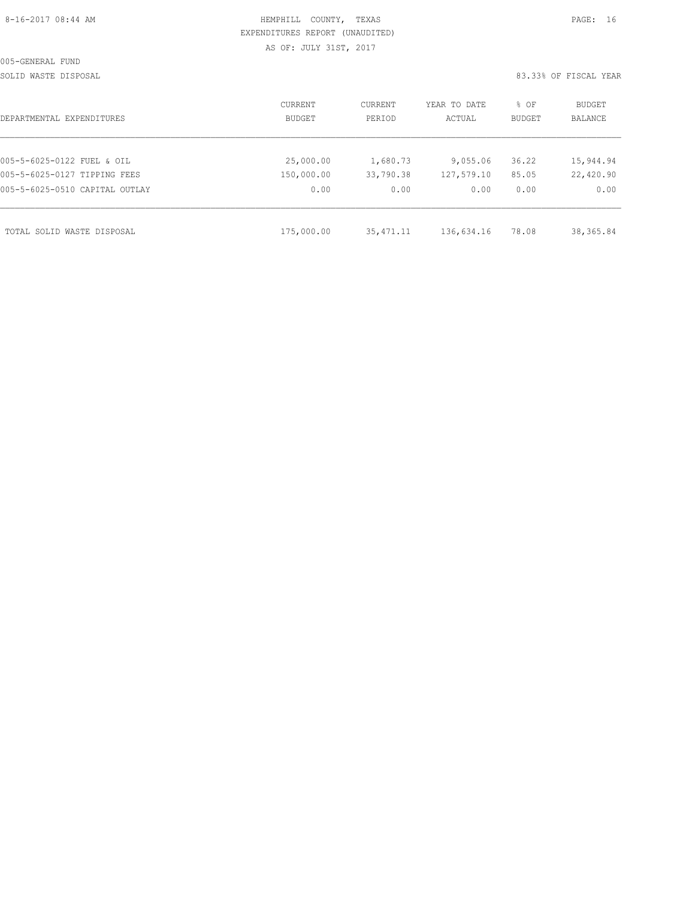HEMPHILL COUNTY, TEXAS
EXPENDITURES REPORT (UNAUDITED)
AS OF: JULY 31ST, 2017

8-16-2017 08:44 AM

005-GENERAL FUND

SOLID WASTE DISPOSAL

83.33% OF FISCAL YEAR

| DEPARTMENTAL EXPENDITURES | CURRENT BUDGET | CURRENT PERIOD | YEAR TO DATE ACTUAL | % OF BUDGET | BUDGET BALANCE |
|---|---|---|---|---|---|
| 005-5-6025-0122 FUEL & OIL | 25,000.00 | 1,680.73 | 9,055.06 | 36.22 | 15,944.94 |
| 005-5-6025-0127 TIPPING FEES | 150,000.00 | 33,790.38 | 127,579.10 | 85.05 | 22,420.90 |
| 005-5-6025-0510 CAPITAL OUTLAY | 0.00 | 0.00 | 0.00 | 0.00 | 0.00 |
| TOTAL SOLID WASTE DISPOSAL | 175,000.00 | 35,471.11 | 136,634.16 | 78.08 | 38,365.84 |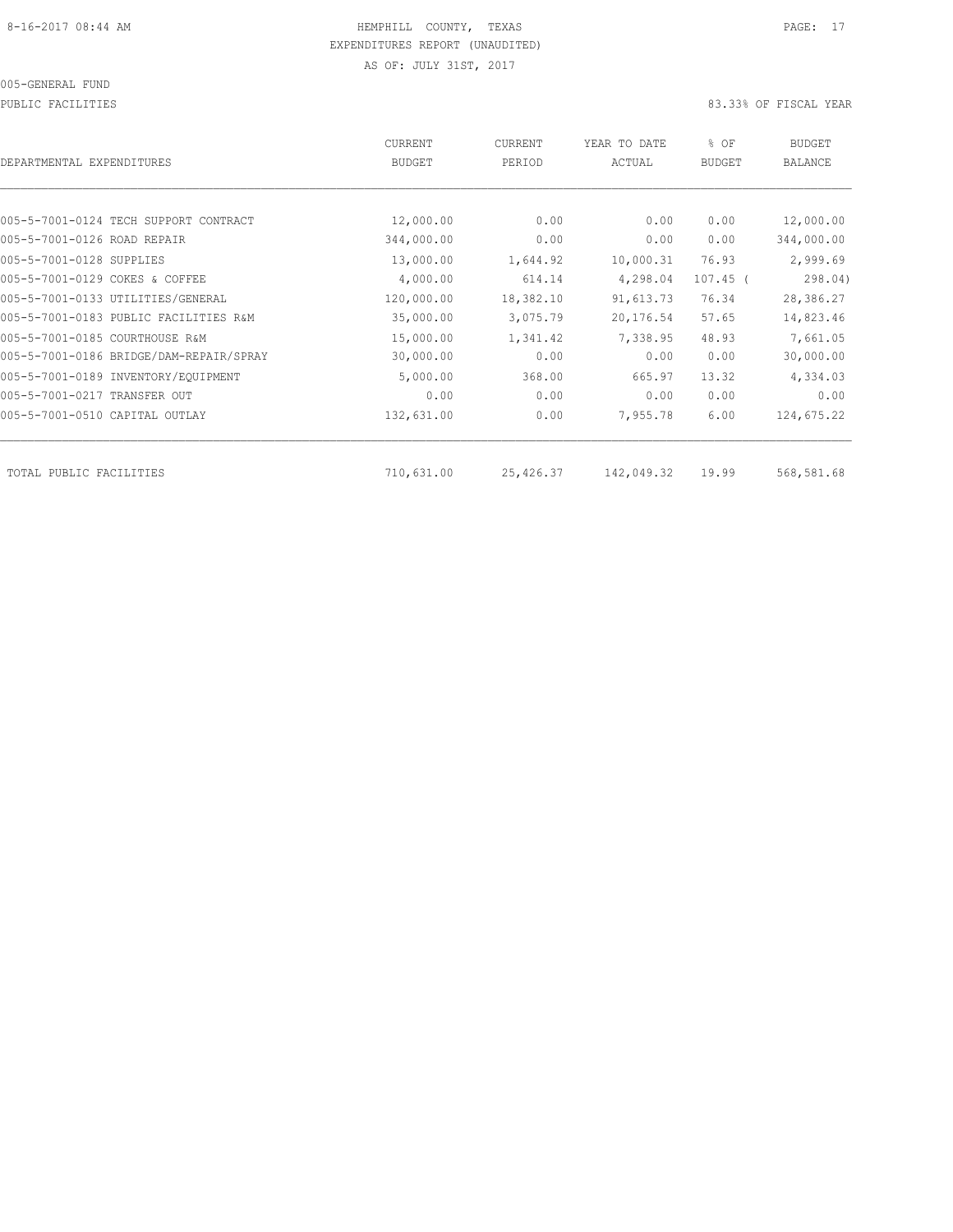8-16-2017 08:44 AM HEMPHILL COUNTY, TEXAS

EXPENDITURES REPORT (UNAUDITED)

AS OF: JULY 31ST, 2017

005-GENERAL FUND

PUBLIC FACILITIES 83.33% OF FISCAL YEAR

| DEPARTMENTAL EXPENDITURES | CURRENT BUDGET | CURRENT PERIOD | YEAR TO DATE ACTUAL | % OF BUDGET | BUDGET BALANCE |
|---|---|---|---|---|---|
| 005-5-7001-0124 TECH SUPPORT CONTRACT | 12,000.00 | 0.00 | 0.00 | 0.00 | 12,000.00 |
| 005-5-7001-0126 ROAD REPAIR | 344,000.00 | 0.00 | 0.00 | 0.00 | 344,000.00 |
| 005-5-7001-0128 SUPPLIES | 13,000.00 | 1,644.92 | 10,000.31 | 76.93 | 2,999.69 |
| 005-5-7001-0129 COKES & COFFEE | 4,000.00 | 614.14 | 4,298.04 | 107.45 ( | 298.04) |
| 005-5-7001-0133 UTILITIES/GENERAL | 120,000.00 | 18,382.10 | 91,613.73 | 76.34 | 28,386.27 |
| 005-5-7001-0183 PUBLIC FACILITIES R&M | 35,000.00 | 3,075.79 | 20,176.54 | 57.65 | 14,823.46 |
| 005-5-7001-0185 COURTHOUSE R&M | 15,000.00 | 1,341.42 | 7,338.95 | 48.93 | 7,661.05 |
| 005-5-7001-0186 BRIDGE/DAM-REPAIR/SPRAY | 30,000.00 | 0.00 | 0.00 | 0.00 | 30,000.00 |
| 005-5-7001-0189 INVENTORY/EQUIPMENT | 5,000.00 | 368.00 | 665.97 | 13.32 | 4,334.03 |
| 005-5-7001-0217 TRANSFER OUT | 0.00 | 0.00 | 0.00 | 0.00 | 0.00 |
| 005-5-7001-0510 CAPITAL OUTLAY | 132,631.00 | 0.00 | 7,955.78 | 6.00 | 124,675.22 |
| TOTAL PUBLIC FACILITIES | 710,631.00 | 25,426.37 | 142,049.32 | 19.99 | 568,581.68 |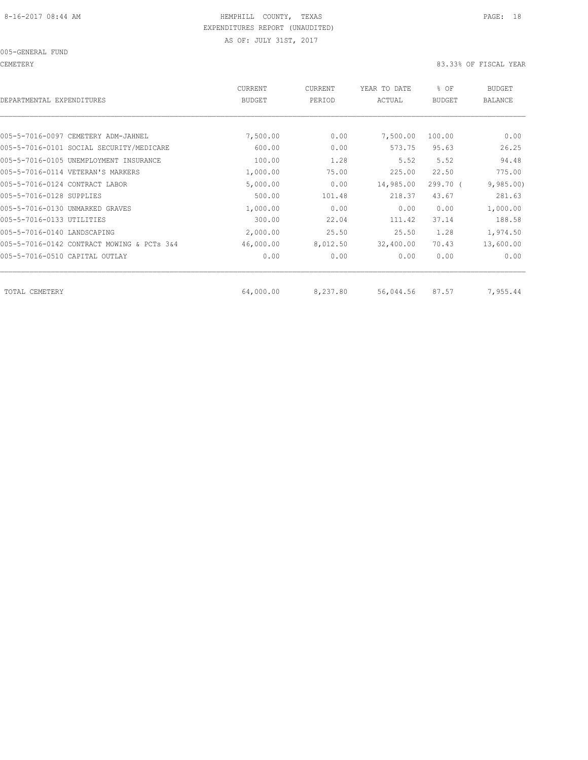8-16-2017 08:44 AM HEMPHILL COUNTY, TEXAS

EXPENDITURES REPORT (UNAUDITED)

AS OF: JULY 31ST, 2017

005-GENERAL FUND

CEMETERY 83.33% OF FISCAL YEAR

| DEPARTMENTAL EXPENDITURES | CURRENT BUDGET | CURRENT PERIOD | YEAR TO DATE ACTUAL | % OF BUDGET | BUDGET BALANCE |
|---|---|---|---|---|---|
| 005-5-7016-0097 CEMETERY ADM-JAHNEL | 7,500.00 | 0.00 | 7,500.00 | 100.00 | 0.00 |
| 005-5-7016-0101 SOCIAL SECURITY/MEDICARE | 600.00 | 0.00 | 573.75 | 95.63 | 26.25 |
| 005-5-7016-0105 UNEMPLOYMENT INSURANCE | 100.00 | 1.28 | 5.52 | 5.52 | 94.48 |
| 005-5-7016-0114 VETERAN'S MARKERS | 1,000.00 | 75.00 | 225.00 | 22.50 | 775.00 |
| 005-5-7016-0124 CONTRACT LABOR | 5,000.00 | 0.00 | 14,985.00 | 299.70 ( | 9,985.00) |
| 005-5-7016-0128 SUPPLIES | 500.00 | 101.48 | 218.37 | 43.67 | 281.63 |
| 005-5-7016-0130 UNMARKED GRAVES | 1,000.00 | 0.00 | 0.00 | 0.00 | 1,000.00 |
| 005-5-7016-0133 UTILITIES | 300.00 | 22.04 | 111.42 | 37.14 | 188.58 |
| 005-5-7016-0140 LANDSCAPING | 2,000.00 | 25.50 | 25.50 | 1.28 | 1,974.50 |
| 005-5-7016-0142 CONTRACT MOWING & PCTs 3&4 | 46,000.00 | 8,012.50 | 32,400.00 | 70.43 | 13,600.00 |
| 005-5-7016-0510 CAPITAL OUTLAY | 0.00 | 0.00 | 0.00 | 0.00 | 0.00 |
| TOTAL CEMETERY | 64,000.00 | 8,237.80 | 56,044.56 | 87.57 | 7,955.44 |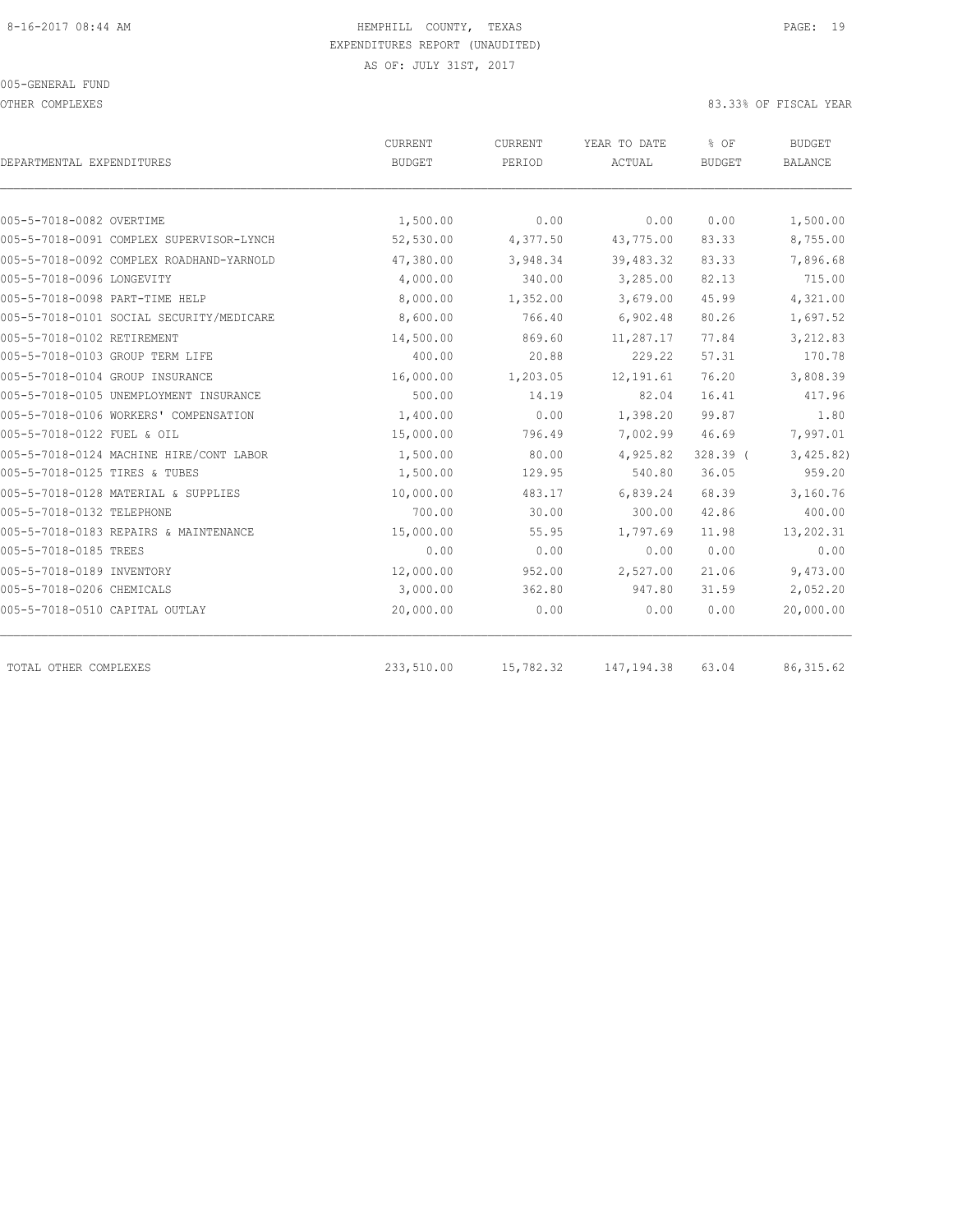8-16-2017 08:44 AM

HEMPHILL COUNTY, TEXAS
EXPENDITURES REPORT (UNAUDITED)
AS OF: JULY 31ST, 2017

005-GENERAL FUND
OTHER COMPLEXES

83.33% OF FISCAL YEAR

| DEPARTMENTAL EXPENDITURES | CURRENT BUDGET | CURRENT PERIOD | YEAR TO DATE ACTUAL | % OF BUDGET | BUDGET BALANCE |
|---|---|---|---|---|---|
| 005-5-7018-0082 OVERTIME | 1,500.00 | 0.00 | 0.00 | 0.00 | 1,500.00 |
| 005-5-7018-0091 COMPLEX SUPERVISOR-LYNCH | 52,530.00 | 4,377.50 | 43,775.00 | 83.33 | 8,755.00 |
| 005-5-7018-0092 COMPLEX ROADHAND-YARNOLD | 47,380.00 | 3,948.34 | 39,483.32 | 83.33 | 7,896.68 |
| 005-5-7018-0096 LONGEVITY | 4,000.00 | 340.00 | 3,285.00 | 82.13 | 715.00 |
| 005-5-7018-0098 PART-TIME HELP | 8,000.00 | 1,352.00 | 3,679.00 | 45.99 | 4,321.00 |
| 005-5-7018-0101 SOCIAL SECURITY/MEDICARE | 8,600.00 | 766.40 | 6,902.48 | 80.26 | 1,697.52 |
| 005-5-7018-0102 RETIREMENT | 14,500.00 | 869.60 | 11,287.17 | 77.84 | 3,212.83 |
| 005-5-7018-0103 GROUP TERM LIFE | 400.00 | 20.88 | 229.22 | 57.31 | 170.78 |
| 005-5-7018-0104 GROUP INSURANCE | 16,000.00 | 1,203.05 | 12,191.61 | 76.20 | 3,808.39 |
| 005-5-7018-0105 UNEMPLOYMENT INSURANCE | 500.00 | 14.19 | 82.04 | 16.41 | 417.96 |
| 005-5-7018-0106 WORKERS' COMPENSATION | 1,400.00 | 0.00 | 1,398.20 | 99.87 | 1.80 |
| 005-5-7018-0122 FUEL & OIL | 15,000.00 | 796.49 | 7,002.99 | 46.69 | 7,997.01 |
| 005-5-7018-0124 MACHINE HIRE/CONT LABOR | 1,500.00 | 80.00 | 4,925.82 | 328.39 ( | 3,425.82) |
| 005-5-7018-0125 TIRES & TUBES | 1,500.00 | 129.95 | 540.80 | 36.05 | 959.20 |
| 005-5-7018-0128 MATERIAL & SUPPLIES | 10,000.00 | 483.17 | 6,839.24 | 68.39 | 3,160.76 |
| 005-5-7018-0132 TELEPHONE | 700.00 | 30.00 | 300.00 | 42.86 | 400.00 |
| 005-5-7018-0183 REPAIRS & MAINTENANCE | 15,000.00 | 55.95 | 1,797.69 | 11.98 | 13,202.31 |
| 005-5-7018-0185 TREES | 0.00 | 0.00 | 0.00 | 0.00 | 0.00 |
| 005-5-7018-0189 INVENTORY | 12,000.00 | 952.00 | 2,527.00 | 21.06 | 9,473.00 |
| 005-5-7018-0206 CHEMICALS | 3,000.00 | 362.80 | 947.80 | 31.59 | 2,052.20 |
| 005-5-7018-0510 CAPITAL OUTLAY | 20,000.00 | 0.00 | 0.00 | 0.00 | 20,000.00 |
| TOTAL OTHER COMPLEXES | 233,510.00 | 15,782.32 | 147,194.38 | 63.04 | 86,315.62 |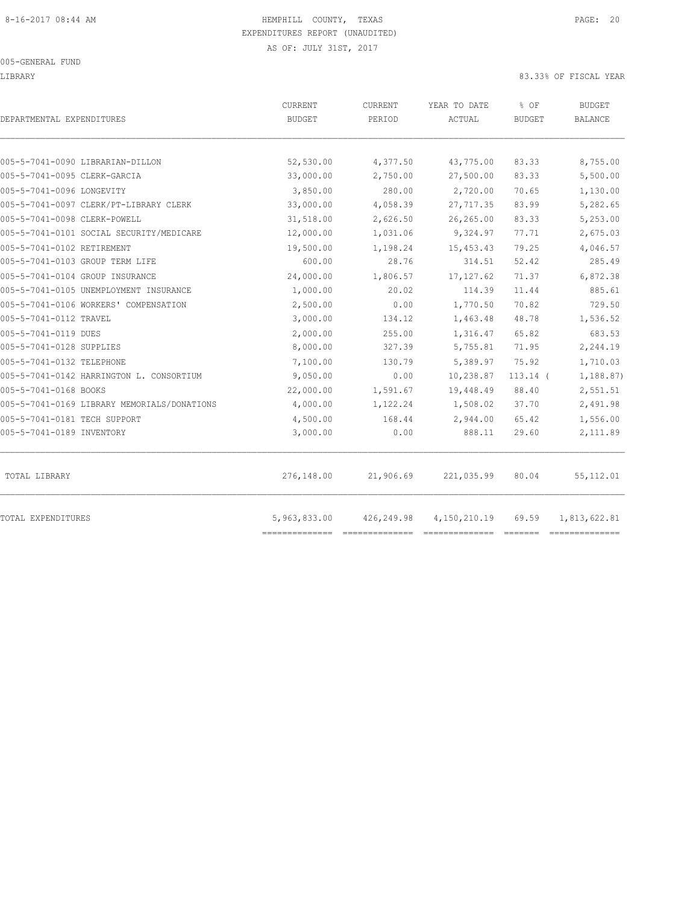HEMPHILL COUNTY, TEXAS
EXPENDITURES REPORT (UNAUDITED)
AS OF: JULY 31ST, 2017

005-GENERAL FUND

LIBRARY — 83.33% OF FISCAL YEAR

| DEPARTMENTAL EXPENDITURES | CURRENT BUDGET | CURRENT PERIOD | YEAR TO DATE ACTUAL | % OF BUDGET | BUDGET BALANCE |
|---|---|---|---|---|---|
| 005-5-7041-0090 LIBRARIAN-DILLON | 52,530.00 | 4,377.50 | 43,775.00 | 83.33 | 8,755.00 |
| 005-5-7041-0095 CLERK-GARCIA | 33,000.00 | 2,750.00 | 27,500.00 | 83.33 | 5,500.00 |
| 005-5-7041-0096 LONGEVITY | 3,850.00 | 280.00 | 2,720.00 | 70.65 | 1,130.00 |
| 005-5-7041-0097 CLERK/PT-LIBRARY CLERK | 33,000.00 | 4,058.39 | 27,717.35 | 83.99 | 5,282.65 |
| 005-5-7041-0098 CLERK-POWELL | 31,518.00 | 2,626.50 | 26,265.00 | 83.33 | 5,253.00 |
| 005-5-7041-0101 SOCIAL SECURITY/MEDICARE | 12,000.00 | 1,031.06 | 9,324.97 | 77.71 | 2,675.03 |
| 005-5-7041-0102 RETIREMENT | 19,500.00 | 1,198.24 | 15,453.43 | 79.25 | 4,046.57 |
| 005-5-7041-0103 GROUP TERM LIFE | 600.00 | 28.76 | 314.51 | 52.42 | 285.49 |
| 005-5-7041-0104 GROUP INSURANCE | 24,000.00 | 1,806.57 | 17,127.62 | 71.37 | 6,872.38 |
| 005-5-7041-0105 UNEMPLOYMENT INSURANCE | 1,000.00 | 20.02 | 114.39 | 11.44 | 885.61 |
| 005-5-7041-0106 WORKERS' COMPENSATION | 2,500.00 | 0.00 | 1,770.50 | 70.82 | 729.50 |
| 005-5-7041-0112 TRAVEL | 3,000.00 | 134.12 | 1,463.48 | 48.78 | 1,536.52 |
| 005-5-7041-0119 DUES | 2,000.00 | 255.00 | 1,316.47 | 65.82 | 683.53 |
| 005-5-7041-0128 SUPPLIES | 8,000.00 | 327.39 | 5,755.81 | 71.95 | 2,244.19 |
| 005-5-7041-0132 TELEPHONE | 7,100.00 | 130.79 | 5,389.97 | 75.92 | 1,710.03 |
| 005-5-7041-0142 HARRINGTON L. CONSORTIUM | 9,050.00 | 0.00 | 10,238.87 | 113.14 ( | 1,188.87) |
| 005-5-7041-0168 BOOKS | 22,000.00 | 1,591.67 | 19,448.49 | 88.40 | 2,551.51 |
| 005-5-7041-0169 LIBRARY MEMORIALS/DONATIONS | 4,000.00 | 1,122.24 | 1,508.02 | 37.70 | 2,491.98 |
| 005-5-7041-0181 TECH SUPPORT | 4,500.00 | 168.44 | 2,944.00 | 65.42 | 1,556.00 |
| 005-5-7041-0189 INVENTORY | 3,000.00 | 0.00 | 888.11 | 29.60 | 2,111.89 |
| TOTAL LIBRARY | 276,148.00 | 21,906.69 | 221,035.99 | 80.04 | 55,112.01 |
| TOTAL EXPENDITURES | 5,963,833.00 | 426,249.98 | 4,150,210.19 | 69.59 | 1,813,622.81 |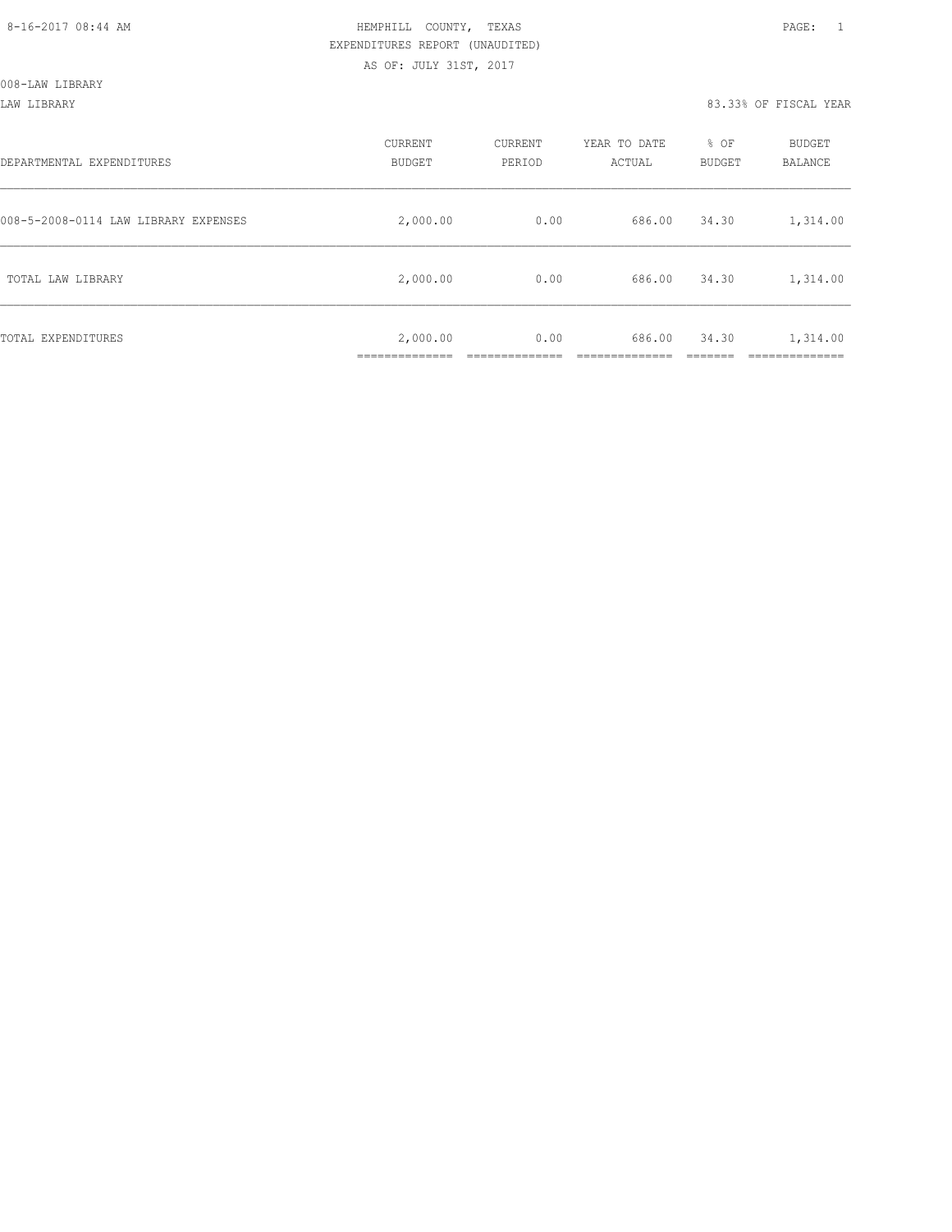8-16-2017 08:44 AM

HEMPHILL COUNTY, TEXAS

EXPENDITURES REPORT (UNAUDITED)

AS OF: JULY 31ST, 2017

008-LAW LIBRARY

LAW LIBRARY

83.33% OF FISCAL YEAR

| DEPARTMENTAL EXPENDITURES | CURRENT BUDGET | CURRENT PERIOD | YEAR TO DATE ACTUAL | % OF BUDGET | BUDGET BALANCE |
|---|---|---|---|---|---|
| 008-5-2008-0114 LAW LIBRARY EXPENSES | 2,000.00 | 0.00 | 686.00 | 34.30 | 1,314.00 |
| TOTAL LAW LIBRARY | 2,000.00 | 0.00 | 686.00 | 34.30 | 1,314.00 |
| TOTAL EXPENDITURES | 2,000.00 | 0.00 | 686.00 | 34.30 | 1,314.00 |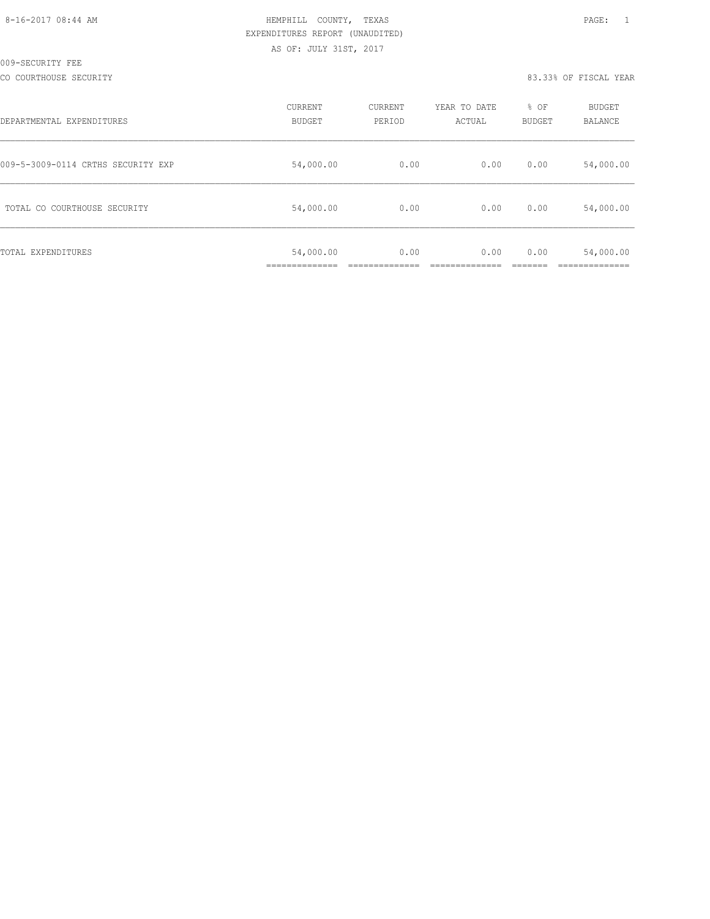HEMPHILL COUNTY, TEXAS
EXPENDITURES REPORT (UNAUDITED)
AS OF: JULY 31ST, 2017

009-SECURITY FEE

CO COURTHOUSE SECURITY

83.33% OF FISCAL YEAR

| DEPARTMENTAL EXPENDITURES | CURRENT BUDGET | CURRENT PERIOD | YEAR TO DATE ACTUAL | % OF BUDGET | BUDGET BALANCE |
|---|---|---|---|---|---|
| 009-5-3009-0114 CRTHS SECURITY EXP | 54,000.00 | 0.00 | 0.00 | 0.00 | 54,000.00 |
| TOTAL CO COURTHOUSE SECURITY | 54,000.00 | 0.00 | 0.00 | 0.00 | 54,000.00 |
| TOTAL EXPENDITURES | 54,000.00 | 0.00 | 0.00 | 0.00 | 54,000.00 |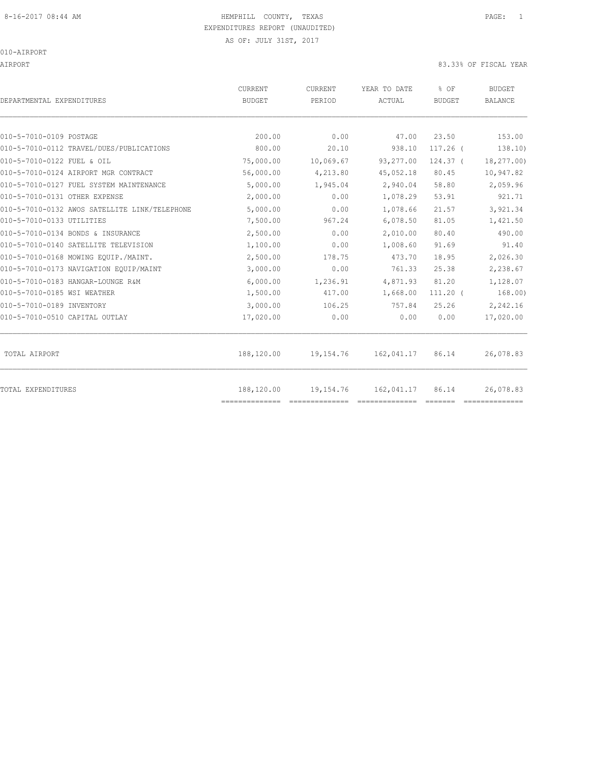8-16-2017 08:44 AM

# HEMPHILL COUNTY, TEXAS
EXPENDITURES REPORT (UNAUDITED)
AS OF: JULY 31ST, 2017

010-AIRPORT

AIRPORT — 83.33% OF FISCAL YEAR

| DEPARTMENTAL EXPENDITURES | CURRENT BUDGET | CURRENT PERIOD | YEAR TO DATE ACTUAL | % OF BUDGET | BUDGET BALANCE |
|---|---|---|---|---|---|
| 010-5-7010-0109 POSTAGE | 200.00 | 0.00 | 47.00 | 23.50 | 153.00 |
| 010-5-7010-0112 TRAVEL/DUES/PUBLICATIONS | 800.00 | 20.10 | 938.10 | 117.26 ( | 138.10) |
| 010-5-7010-0122 FUEL & OIL | 75,000.00 | 10,069.67 | 93,277.00 | 124.37 ( | 18,277.00) |
| 010-5-7010-0124 AIRPORT MGR CONTRACT | 56,000.00 | 4,213.80 | 45,052.18 | 80.45 | 10,947.82 |
| 010-5-7010-0127 FUEL SYSTEM MAINTENANCE | 5,000.00 | 1,945.04 | 2,940.04 | 58.80 | 2,059.96 |
| 010-5-7010-0131 OTHER EXPENSE | 2,000.00 | 0.00 | 1,078.29 | 53.91 | 921.71 |
| 010-5-7010-0132 AWOS SATELLITE LINK/TELEPHONE | 5,000.00 | 0.00 | 1,078.66 | 21.57 | 3,921.34 |
| 010-5-7010-0133 UTILITIES | 7,500.00 | 967.24 | 6,078.50 | 81.05 | 1,421.50 |
| 010-5-7010-0134 BONDS & INSURANCE | 2,500.00 | 0.00 | 2,010.00 | 80.40 | 490.00 |
| 010-5-7010-0140 SATELLITE TELEVISION | 1,100.00 | 0.00 | 1,008.60 | 91.69 | 91.40 |
| 010-5-7010-0168 MOWING EQUIP./MAINT. | 2,500.00 | 178.75 | 473.70 | 18.95 | 2,026.30 |
| 010-5-7010-0173 NAVIGATION EQUIP/MAINT | 3,000.00 | 0.00 | 761.33 | 25.38 | 2,238.67 |
| 010-5-7010-0183 HANGAR-LOUNGE R&M | 6,000.00 | 1,236.91 | 4,871.93 | 81.20 | 1,128.07 |
| 010-5-7010-0185 WSI WEATHER | 1,500.00 | 417.00 | 1,668.00 | 111.20 ( | 168.00) |
| 010-5-7010-0189 INVENTORY | 3,000.00 | 106.25 | 757.84 | 25.26 | 2,242.16 |
| 010-5-7010-0510 CAPITAL OUTLAY | 17,020.00 | 0.00 | 0.00 | 0.00 | 17,020.00 |
| TOTAL AIRPORT | 188,120.00 | 19,154.76 | 162,041.17 | 86.14 | 26,078.83 |
| TOTAL EXPENDITURES | 188,120.00 | 19,154.76 | 162,041.17 | 86.14 | 26,078.83 |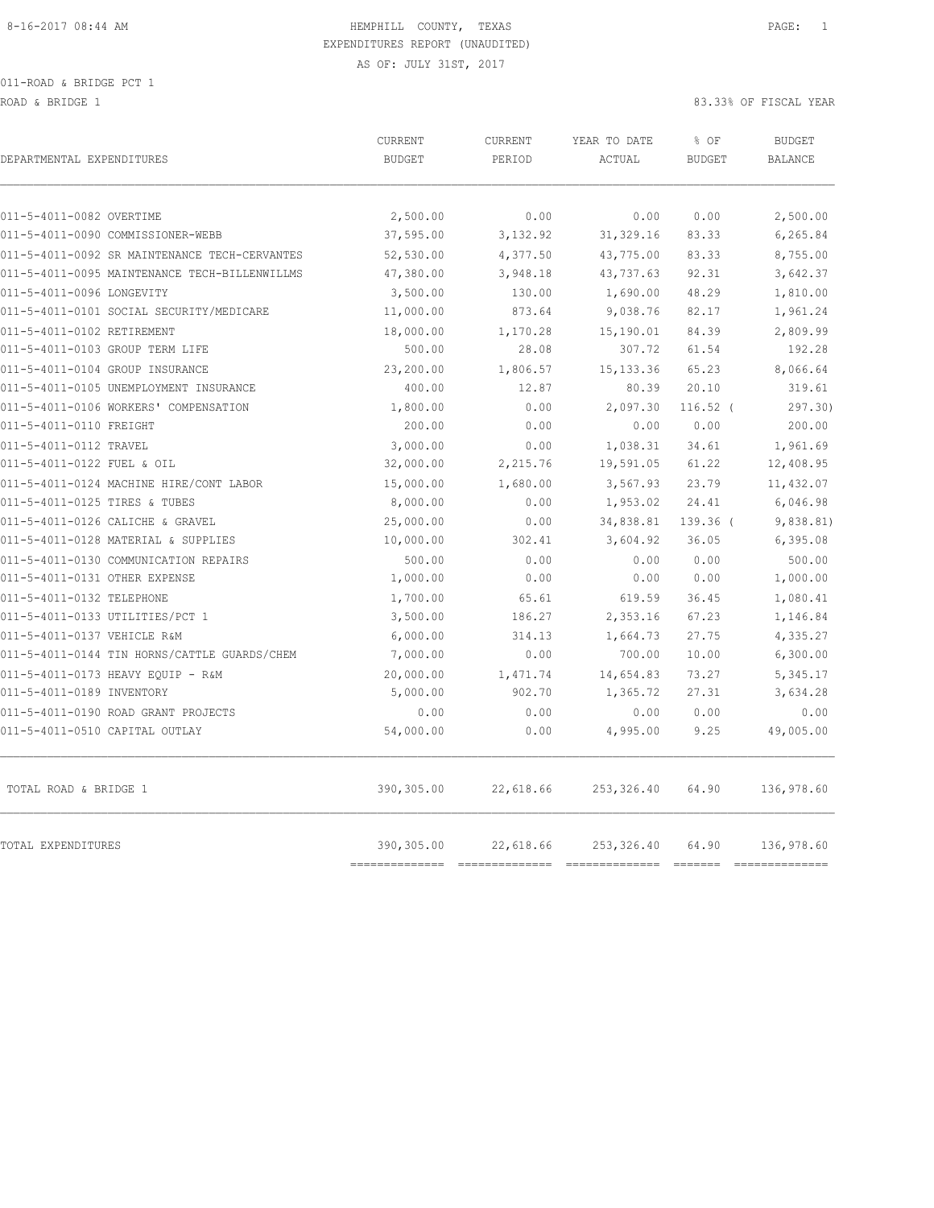HEMPHILL COUNTY, TEXAS
EXPENDITURES REPORT (UNAUDITED)
AS OF: JULY 31ST, 2017

011-ROAD & BRIDGE PCT 1

ROAD & BRIDGE 1 — 83.33% OF FISCAL YEAR

| DEPARTMENTAL EXPENDITURES | CURRENT BUDGET | CURRENT PERIOD | YEAR TO DATE ACTUAL | % OF BUDGET | BUDGET BALANCE |
|---|---|---|---|---|---|
| 011-5-4011-0082 OVERTIME | 2,500.00 | 0.00 | 0.00 | 0.00 | 2,500.00 |
| 011-5-4011-0090 COMMISSIONER-WEBB | 37,595.00 | 3,132.92 | 31,329.16 | 83.33 | 6,265.84 |
| 011-5-4011-0092 SR MAINTENANCE TECH-CERVANTES | 52,530.00 | 4,377.50 | 43,775.00 | 83.33 | 8,755.00 |
| 011-5-4011-0095 MAINTENANCE TECH-BILLENWILLMS | 47,380.00 | 3,948.18 | 43,737.63 | 92.31 | 3,642.37 |
| 011-5-4011-0096 LONGEVITY | 3,500.00 | 130.00 | 1,690.00 | 48.29 | 1,810.00 |
| 011-5-4011-0101 SOCIAL SECURITY/MEDICARE | 11,000.00 | 873.64 | 9,038.76 | 82.17 | 1,961.24 |
| 011-5-4011-0102 RETIREMENT | 18,000.00 | 1,170.28 | 15,190.01 | 84.39 | 2,809.99 |
| 011-5-4011-0103 GROUP TERM LIFE | 500.00 | 28.08 | 307.72 | 61.54 | 192.28 |
| 011-5-4011-0104 GROUP INSURANCE | 23,200.00 | 1,806.57 | 15,133.36 | 65.23 | 8,066.64 |
| 011-5-4011-0105 UNEMPLOYMENT INSURANCE | 400.00 | 12.87 | 80.39 | 20.10 | 319.61 |
| 011-5-4011-0106 WORKERS' COMPENSATION | 1,800.00 | 0.00 | 2,097.30 | 116.52 ( | 297.30) |
| 011-5-4011-0110 FREIGHT | 200.00 | 0.00 | 0.00 | 0.00 | 200.00 |
| 011-5-4011-0112 TRAVEL | 3,000.00 | 0.00 | 1,038.31 | 34.61 | 1,961.69 |
| 011-5-4011-0122 FUEL & OIL | 32,000.00 | 2,215.76 | 19,591.05 | 61.22 | 12,408.95 |
| 011-5-4011-0124 MACHINE HIRE/CONT LABOR | 15,000.00 | 1,680.00 | 3,567.93 | 23.79 | 11,432.07 |
| 011-5-4011-0125 TIRES & TUBES | 8,000.00 | 0.00 | 1,953.02 | 24.41 | 6,046.98 |
| 011-5-4011-0126 CALICHE & GRAVEL | 25,000.00 | 0.00 | 34,838.81 | 139.36 ( | 9,838.81) |
| 011-5-4011-0128 MATERIAL & SUPPLIES | 10,000.00 | 302.41 | 3,604.92 | 36.05 | 6,395.08 |
| 011-5-4011-0130 COMMUNICATION REPAIRS | 500.00 | 0.00 | 0.00 | 0.00 | 500.00 |
| 011-5-4011-0131 OTHER EXPENSE | 1,000.00 | 0.00 | 0.00 | 0.00 | 1,000.00 |
| 011-5-4011-0132 TELEPHONE | 1,700.00 | 65.61 | 619.59 | 36.45 | 1,080.41 |
| 011-5-4011-0133 UTILITIES/PCT 1 | 3,500.00 | 186.27 | 2,353.16 | 67.23 | 1,146.84 |
| 011-5-4011-0137 VEHICLE R&M | 6,000.00 | 314.13 | 1,664.73 | 27.75 | 4,335.27 |
| 011-5-4011-0144 TIN HORNS/CATTLE GUARDS/CHEM | 7,000.00 | 0.00 | 700.00 | 10.00 | 6,300.00 |
| 011-5-4011-0173 HEAVY EQUIP - R&M | 20,000.00 | 1,471.74 | 14,654.83 | 73.27 | 5,345.17 |
| 011-5-4011-0189 INVENTORY | 5,000.00 | 902.70 | 1,365.72 | 27.31 | 3,634.28 |
| 011-5-4011-0190 ROAD GRANT PROJECTS | 0.00 | 0.00 | 0.00 | 0.00 | 0.00 |
| 011-5-4011-0510 CAPITAL OUTLAY | 54,000.00 | 0.00 | 4,995.00 | 9.25 | 49,005.00 |
| TOTAL ROAD & BRIDGE 1 | 390,305.00 | 22,618.66 | 253,326.40 | 64.90 | 136,978.60 |
| TOTAL EXPENDITURES | 390,305.00 | 22,618.66 | 253,326.40 | 64.90 | 136,978.60 |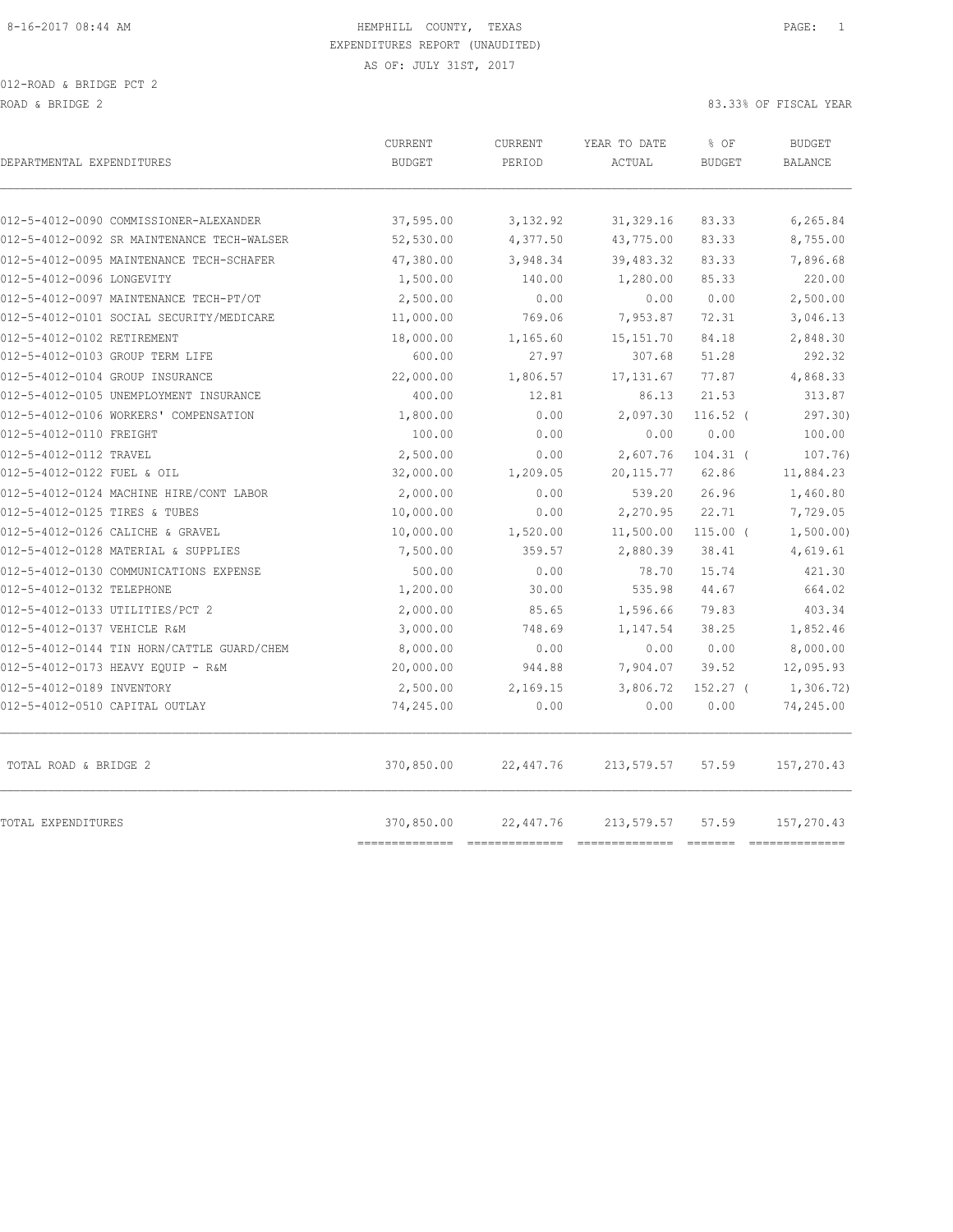# HEMPHILL COUNTY, TEXAS

EXPENDITURES REPORT (UNAUDITED)

AS OF: JULY 31ST, 2017

012-ROAD & BRIDGE PCT 2

ROAD & BRIDGE 2 — 83.33% OF FISCAL YEAR

| DEPARTMENTAL EXPENDITURES | CURRENT BUDGET | CURRENT PERIOD | YEAR TO DATE ACTUAL | % OF BUDGET | BUDGET BALANCE |
|---|---|---|---|---|---|
| 012-5-4012-0090 COMMISSIONER-ALEXANDER | 37,595.00 | 3,132.92 | 31,329.16 | 83.33 | 6,265.84 |
| 012-5-4012-0092 SR MAINTENANCE TECH-WALSER | 52,530.00 | 4,377.50 | 43,775.00 | 83.33 | 8,755.00 |
| 012-5-4012-0095 MAINTENANCE TECH-SCHAFER | 47,380.00 | 3,948.34 | 39,483.32 | 83.33 | 7,896.68 |
| 012-5-4012-0096 LONGEVITY | 1,500.00 | 140.00 | 1,280.00 | 85.33 | 220.00 |
| 012-5-4012-0097 MAINTENANCE TECH-PT/OT | 2,500.00 | 0.00 | 0.00 | 0.00 | 2,500.00 |
| 012-5-4012-0101 SOCIAL SECURITY/MEDICARE | 11,000.00 | 769.06 | 7,953.87 | 72.31 | 3,046.13 |
| 012-5-4012-0102 RETIREMENT | 18,000.00 | 1,165.60 | 15,151.70 | 84.18 | 2,848.30 |
| 012-5-4012-0103 GROUP TERM LIFE | 600.00 | 27.97 | 307.68 | 51.28 | 292.32 |
| 012-5-4012-0104 GROUP INSURANCE | 22,000.00 | 1,806.57 | 17,131.67 | 77.87 | 4,868.33 |
| 012-5-4012-0105 UNEMPLOYMENT INSURANCE | 400.00 | 12.81 | 86.13 | 21.53 | 313.87 |
| 012-5-4012-0106 WORKERS' COMPENSATION | 1,800.00 | 0.00 | 2,097.30 | 116.52 ( | 297.30) |
| 012-5-4012-0110 FREIGHT | 100.00 | 0.00 | 0.00 | 0.00 | 100.00 |
| 012-5-4012-0112 TRAVEL | 2,500.00 | 0.00 | 2,607.76 | 104.31 ( | 107.76) |
| 012-5-4012-0122 FUEL & OIL | 32,000.00 | 1,209.05 | 20,115.77 | 62.86 | 11,884.23 |
| 012-5-4012-0124 MACHINE HIRE/CONT LABOR | 2,000.00 | 0.00 | 539.20 | 26.96 | 1,460.80 |
| 012-5-4012-0125 TIRES & TUBES | 10,000.00 | 0.00 | 2,270.95 | 22.71 | 7,729.05 |
| 012-5-4012-0126 CALICHE & GRAVEL | 10,000.00 | 1,520.00 | 11,500.00 | 115.00 ( | 1,500.00) |
| 012-5-4012-0128 MATERIAL & SUPPLIES | 7,500.00 | 359.57 | 2,880.39 | 38.41 | 4,619.61 |
| 012-5-4012-0130 COMMUNICATIONS EXPENSE | 500.00 | 0.00 | 78.70 | 15.74 | 421.30 |
| 012-5-4012-0132 TELEPHONE | 1,200.00 | 30.00 | 535.98 | 44.67 | 664.02 |
| 012-5-4012-0133 UTILITIES/PCT 2 | 2,000.00 | 85.65 | 1,596.66 | 79.83 | 403.34 |
| 012-5-4012-0137 VEHICLE R&M | 3,000.00 | 748.69 | 1,147.54 | 38.25 | 1,852.46 |
| 012-5-4012-0144 TIN HORN/CATTLE GUARD/CHEM | 8,000.00 | 0.00 | 0.00 | 0.00 | 8,000.00 |
| 012-5-4012-0173 HEAVY EQUIP - R&M | 20,000.00 | 944.88 | 7,904.07 | 39.52 | 12,095.93 |
| 012-5-4012-0189 INVENTORY | 2,500.00 | 2,169.15 | 3,806.72 | 152.27 ( | 1,306.72) |
| 012-5-4012-0510 CAPITAL OUTLAY | 74,245.00 | 0.00 | 0.00 | 0.00 | 74,245.00 |
| TOTAL ROAD & BRIDGE 2 | 370,850.00 | 22,447.76 | 213,579.57 | 57.59 | 157,270.43 |
| TOTAL EXPENDITURES | 370,850.00 | 22,447.76 | 213,579.57 | 57.59 | 157,270.43 |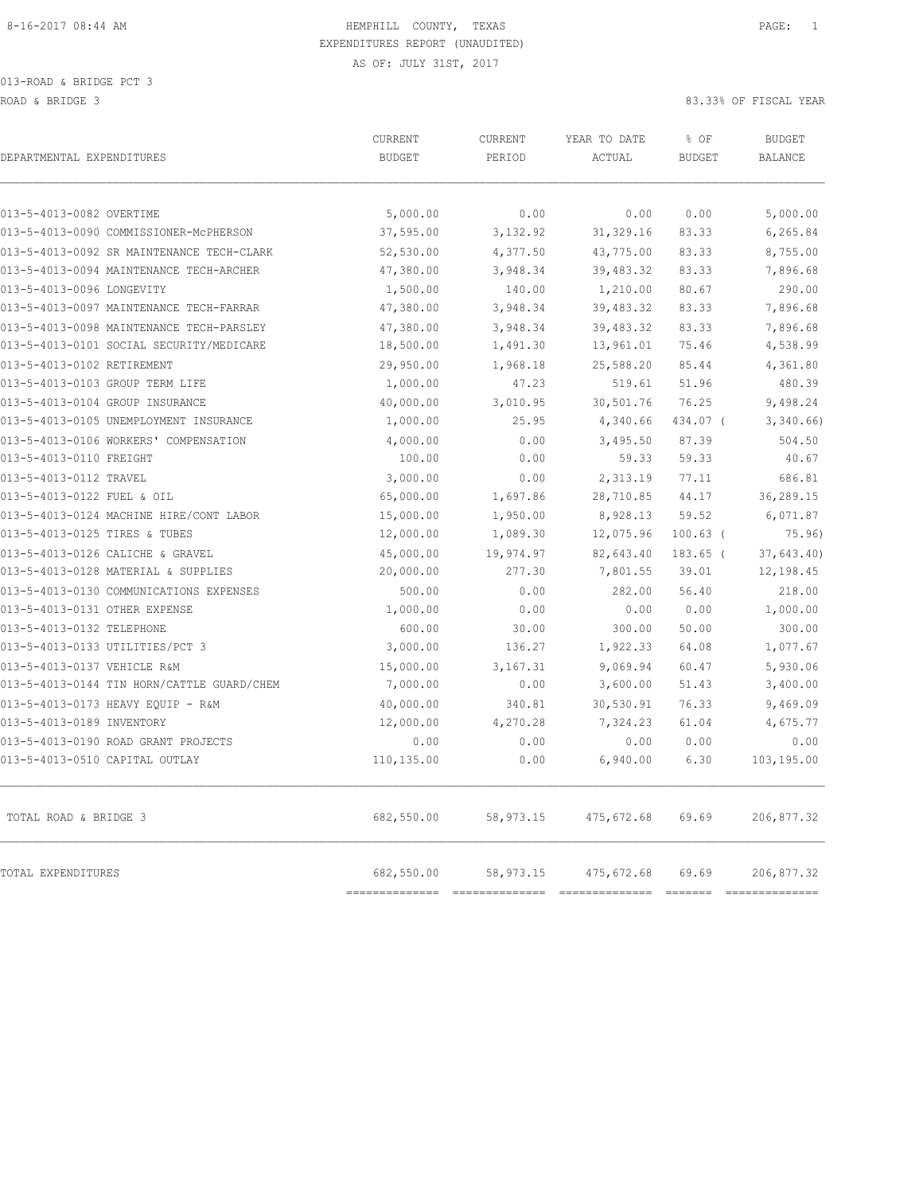HEMPHILL COUNTY, TEXAS
EXPENDITURES REPORT (UNAUDITED)
AS OF: JULY 31ST, 2017

013-ROAD & BRIDGE PCT 3

ROAD & BRIDGE 3 — 83.33% OF FISCAL YEAR

| DEPARTMENTAL EXPENDITURES | CURRENT BUDGET | CURRENT PERIOD | YEAR TO DATE ACTUAL | % OF BUDGET | BUDGET BALANCE |
|---|---|---|---|---|---|
| 013-5-4013-0082 OVERTIME | 5,000.00 | 0.00 | 0.00 | 0.00 | 5,000.00 |
| 013-5-4013-0090 COMMISSIONER-McPHERSON | 37,595.00 | 3,132.92 | 31,329.16 | 83.33 | 6,265.84 |
| 013-5-4013-0092 SR MAINTENANCE TECH-CLARK | 52,530.00 | 4,377.50 | 43,775.00 | 83.33 | 8,755.00 |
| 013-5-4013-0094 MAINTENANCE TECH-ARCHER | 47,380.00 | 3,948.34 | 39,483.32 | 83.33 | 7,896.68 |
| 013-5-4013-0096 LONGEVITY | 1,500.00 | 140.00 | 1,210.00 | 80.67 | 290.00 |
| 013-5-4013-0097 MAINTENANCE TECH-FARRAR | 47,380.00 | 3,948.34 | 39,483.32 | 83.33 | 7,896.68 |
| 013-5-4013-0098 MAINTENANCE TECH-PARSLEY | 47,380.00 | 3,948.34 | 39,483.32 | 83.33 | 7,896.68 |
| 013-5-4013-0101 SOCIAL SECURITY/MEDICARE | 18,500.00 | 1,491.30 | 13,961.01 | 75.46 | 4,538.99 |
| 013-5-4013-0102 RETIREMENT | 29,950.00 | 1,968.18 | 25,588.20 | 85.44 | 4,361.80 |
| 013-5-4013-0103 GROUP TERM LIFE | 1,000.00 | 47.23 | 519.61 | 51.96 | 480.39 |
| 013-5-4013-0104 GROUP INSURANCE | 40,000.00 | 3,010.95 | 30,501.76 | 76.25 | 9,498.24 |
| 013-5-4013-0105 UNEMPLOYMENT INSURANCE | 1,000.00 | 25.95 | 4,340.66 | 434.07 ( | 3,340.66) |
| 013-5-4013-0106 WORKERS' COMPENSATION | 4,000.00 | 0.00 | 3,495.50 | 87.39 | 504.50 |
| 013-5-4013-0110 FREIGHT | 100.00 | 0.00 | 59.33 | 59.33 | 40.67 |
| 013-5-4013-0112 TRAVEL | 3,000.00 | 0.00 | 2,313.19 | 77.11 | 686.81 |
| 013-5-4013-0122 FUEL & OIL | 65,000.00 | 1,697.86 | 28,710.85 | 44.17 | 36,289.15 |
| 013-5-4013-0124 MACHINE HIRE/CONT LABOR | 15,000.00 | 1,950.00 | 8,928.13 | 59.52 | 6,071.87 |
| 013-5-4013-0125 TIRES & TUBES | 12,000.00 | 1,089.30 | 12,075.96 | 100.63 ( | 75.96) |
| 013-5-4013-0126 CALICHE & GRAVEL | 45,000.00 | 19,974.97 | 82,643.40 | 183.65 ( | 37,643.40) |
| 013-5-4013-0128 MATERIAL & SUPPLIES | 20,000.00 | 277.30 | 7,801.55 | 39.01 | 12,198.45 |
| 013-5-4013-0130 COMMUNICATIONS EXPENSES | 500.00 | 0.00 | 282.00 | 56.40 | 218.00 |
| 013-5-4013-0131 OTHER EXPENSE | 1,000.00 | 0.00 | 0.00 | 0.00 | 1,000.00 |
| 013-5-4013-0132 TELEPHONE | 600.00 | 30.00 | 300.00 | 50.00 | 300.00 |
| 013-5-4013-0133 UTILITIES/PCT 3 | 3,000.00 | 136.27 | 1,922.33 | 64.08 | 1,077.67 |
| 013-5-4013-0137 VEHICLE R&M | 15,000.00 | 3,167.31 | 9,069.94 | 60.47 | 5,930.06 |
| 013-5-4013-0144 TIN HORN/CATTLE GUARD/CHEM | 7,000.00 | 0.00 | 3,600.00 | 51.43 | 3,400.00 |
| 013-5-4013-0173 HEAVY EQUIP - R&M | 40,000.00 | 340.81 | 30,530.91 | 76.33 | 9,469.09 |
| 013-5-4013-0189 INVENTORY | 12,000.00 | 4,270.28 | 7,324.23 | 61.04 | 4,675.77 |
| 013-5-4013-0190 ROAD GRANT PROJECTS | 0.00 | 0.00 | 0.00 | 0.00 | 0.00 |
| 013-5-4013-0510 CAPITAL OUTLAY | 110,135.00 | 0.00 | 6,940.00 | 6.30 | 103,195.00 |
| TOTAL ROAD & BRIDGE 3 | 682,550.00 | 58,973.15 | 475,672.68 | 69.69 | 206,877.32 |
| TOTAL EXPENDITURES | 682,550.00 | 58,973.15 | 475,672.68 | 69.69 | 206,877.32 |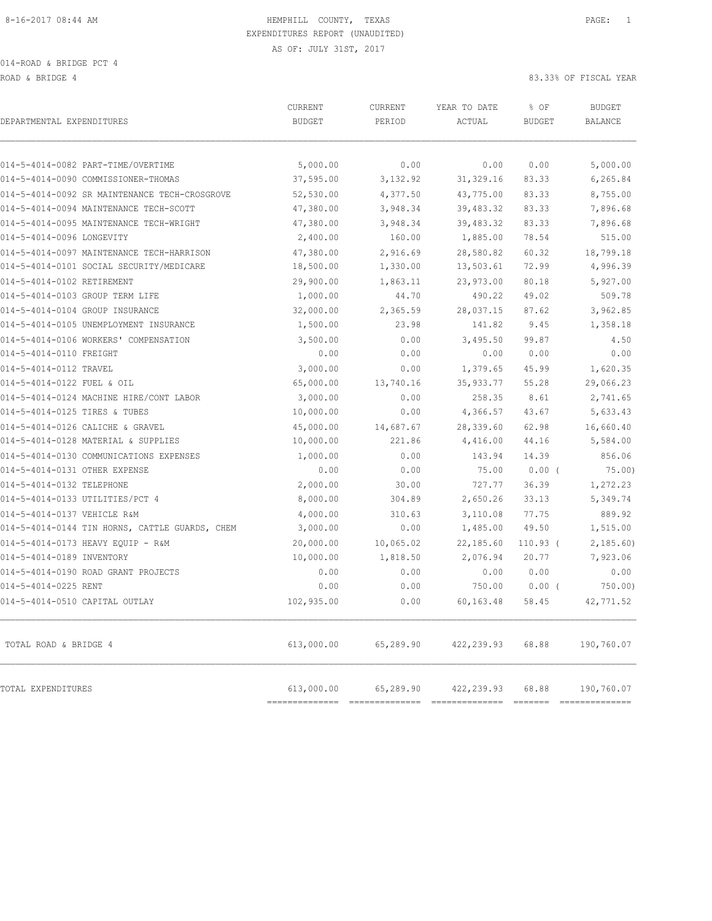HEMPHILL COUNTY, TEXAS
EXPENDITURES REPORT (UNAUDITED)
AS OF: JULY 31ST, 2017

014-ROAD & BRIDGE PCT 4

ROAD & BRIDGE 4

83.33% OF FISCAL YEAR

| DEPARTMENTAL EXPENDITURES | CURRENT BUDGET | CURRENT PERIOD | YEAR TO DATE ACTUAL | % OF BUDGET | BUDGET BALANCE |
|---|---|---|---|---|---|
| 014-5-4014-0082 PART-TIME/OVERTIME | 5,000.00 | 0.00 | 0.00 | 0.00 | 5,000.00 |
| 014-5-4014-0090 COMMISSIONER-THOMAS | 37,595.00 | 3,132.92 | 31,329.16 | 83.33 | 6,265.84 |
| 014-5-4014-0092 SR MAINTENANCE TECH-CROSGROVE | 52,530.00 | 4,377.50 | 43,775.00 | 83.33 | 8,755.00 |
| 014-5-4014-0094 MAINTENANCE TECH-SCOTT | 47,380.00 | 3,948.34 | 39,483.32 | 83.33 | 7,896.68 |
| 014-5-4014-0095 MAINTENANCE TECH-WRIGHT | 47,380.00 | 3,948.34 | 39,483.32 | 83.33 | 7,896.68 |
| 014-5-4014-0096 LONGEVITY | 2,400.00 | 160.00 | 1,885.00 | 78.54 | 515.00 |
| 014-5-4014-0097 MAINTENANCE TECH-HARRISON | 47,380.00 | 2,916.69 | 28,580.82 | 60.32 | 18,799.18 |
| 014-5-4014-0101 SOCIAL SECURITY/MEDICARE | 18,500.00 | 1,330.00 | 13,503.61 | 72.99 | 4,996.39 |
| 014-5-4014-0102 RETIREMENT | 29,900.00 | 1,863.11 | 23,973.00 | 80.18 | 5,927.00 |
| 014-5-4014-0103 GROUP TERM LIFE | 1,000.00 | 44.70 | 490.22 | 49.02 | 509.78 |
| 014-5-4014-0104 GROUP INSURANCE | 32,000.00 | 2,365.59 | 28,037.15 | 87.62 | 3,962.85 |
| 014-5-4014-0105 UNEMPLOYMENT INSURANCE | 1,500.00 | 23.98 | 141.82 | 9.45 | 1,358.18 |
| 014-5-4014-0106 WORKERS' COMPENSATION | 3,500.00 | 0.00 | 3,495.50 | 99.87 | 4.50 |
| 014-5-4014-0110 FREIGHT | 0.00 | 0.00 | 0.00 | 0.00 | 0.00 |
| 014-5-4014-0112 TRAVEL | 3,000.00 | 0.00 | 1,379.65 | 45.99 | 1,620.35 |
| 014-5-4014-0122 FUEL & OIL | 65,000.00 | 13,740.16 | 35,933.77 | 55.28 | 29,066.23 |
| 014-5-4014-0124 MACHINE HIRE/CONT LABOR | 3,000.00 | 0.00 | 258.35 | 8.61 | 2,741.65 |
| 014-5-4014-0125 TIRES & TUBES | 10,000.00 | 0.00 | 4,366.57 | 43.67 | 5,633.43 |
| 014-5-4014-0126 CALICHE & GRAVEL | 45,000.00 | 14,687.67 | 28,339.60 | 62.98 | 16,660.40 |
| 014-5-4014-0128 MATERIAL & SUPPLIES | 10,000.00 | 221.86 | 4,416.00 | 44.16 | 5,584.00 |
| 014-5-4014-0130 COMMUNICATIONS EXPENSES | 1,000.00 | 0.00 | 143.94 | 14.39 | 856.06 |
| 014-5-4014-0131 OTHER EXPENSE | 0.00 | 0.00 | 75.00 | 0.00 ( | 75.00) |
| 014-5-4014-0132 TELEPHONE | 2,000.00 | 30.00 | 727.77 | 36.39 | 1,272.23 |
| 014-5-4014-0133 UTILITIES/PCT 4 | 8,000.00 | 304.89 | 2,650.26 | 33.13 | 5,349.74 |
| 014-5-4014-0137 VEHICLE R&M | 4,000.00 | 310.63 | 3,110.08 | 77.75 | 889.92 |
| 014-5-4014-0144 TIN HORNS, CATTLE GUARDS, CHEM | 3,000.00 | 0.00 | 1,485.00 | 49.50 | 1,515.00 |
| 014-5-4014-0173 HEAVY EQUIP - R&M | 20,000.00 | 10,065.02 | 22,185.60 | 110.93 ( | 2,185.60) |
| 014-5-4014-0189 INVENTORY | 10,000.00 | 1,818.50 | 2,076.94 | 20.77 | 7,923.06 |
| 014-5-4014-0190 ROAD GRANT PROJECTS | 0.00 | 0.00 | 0.00 | 0.00 | 0.00 |
| 014-5-4014-0225 RENT | 0.00 | 0.00 | 750.00 | 0.00 ( | 750.00) |
| 014-5-4014-0510 CAPITAL OUTLAY | 102,935.00 | 0.00 | 60,163.48 | 58.45 | 42,771.52 |
| TOTAL ROAD & BRIDGE 4 | 613,000.00 | 65,289.90 | 422,239.93 | 68.88 | 190,760.07 |
| TOTAL EXPENDITURES | 613,000.00 | 65,289.90 | 422,239.93 | 68.88 | 190,760.07 |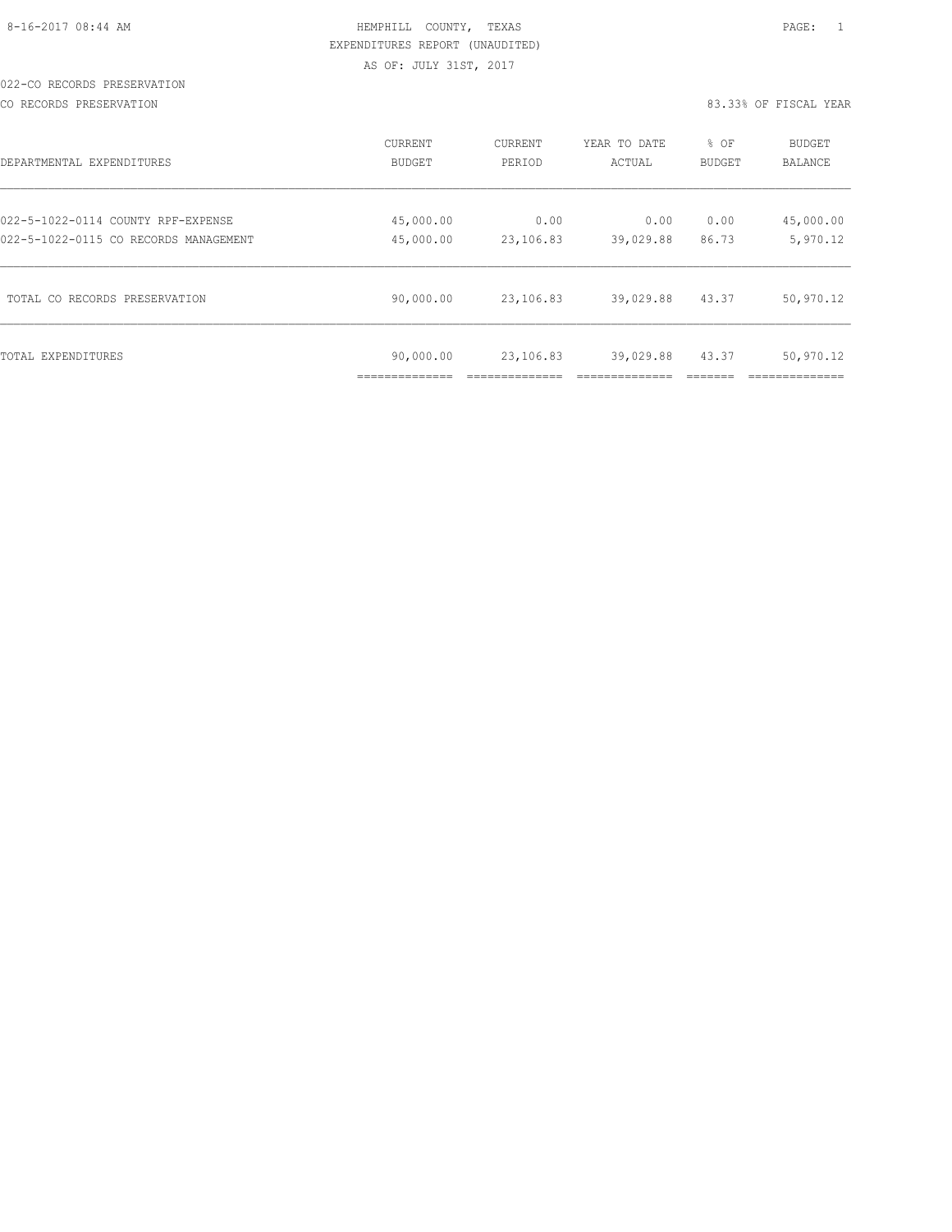HEMPHILL COUNTY, TEXAS
EXPENDITURES REPORT (UNAUDITED)
AS OF: JULY 31ST, 2017

022-CO RECORDS PRESERVATION

CO RECORDS PRESERVATION — 83.33% OF FISCAL YEAR

| DEPARTMENTAL EXPENDITURES | CURRENT BUDGET | CURRENT PERIOD | YEAR TO DATE ACTUAL | % OF BUDGET | BUDGET BALANCE |
|---|---|---|---|---|---|
| 022-5-1022-0114 COUNTY RPF-EXPENSE | 45,000.00 | 0.00 | 0.00 | 0.00 | 45,000.00 |
| 022-5-1022-0115 CO RECORDS MANAGEMENT | 45,000.00 | 23,106.83 | 39,029.88 | 86.73 | 5,970.12 |
| TOTAL CO RECORDS PRESERVATION | 90,000.00 | 23,106.83 | 39,029.88 | 43.37 | 50,970.12 |
| TOTAL EXPENDITURES | 90,000.00 | 23,106.83 | 39,029.88 | 43.37 | 50,970.12 |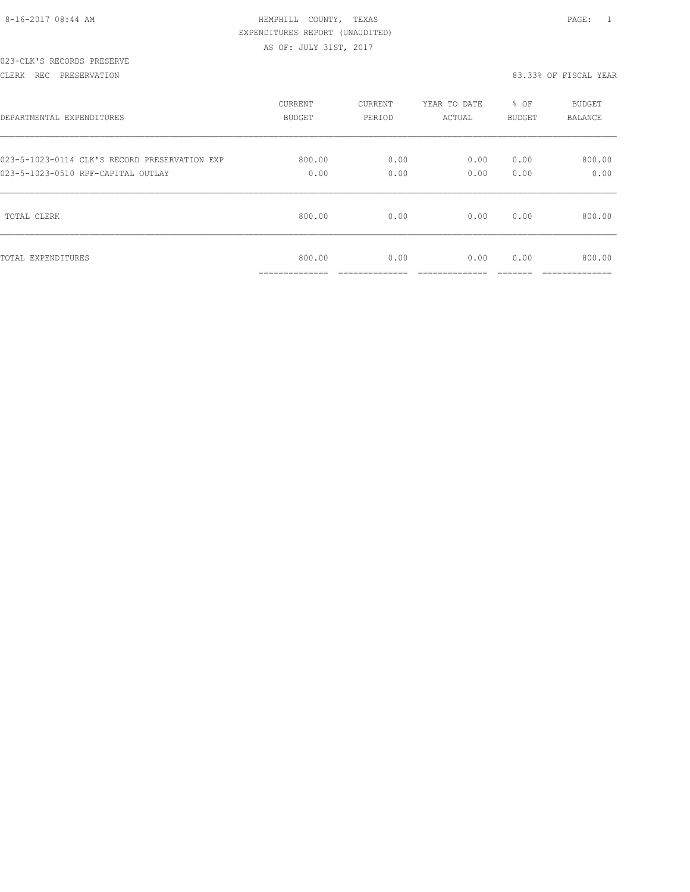HEMPHILL COUNTY, TEXAS
EXPENDITURES REPORT (UNAUDITED)
AS OF: JULY 31ST, 2017

023-CLK'S RECORDS PRESERVE

CLERK REC PRESERVATION

83.33% OF FISCAL YEAR

| DEPARTMENTAL EXPENDITURES | CURRENT BUDGET | CURRENT PERIOD | YEAR TO DATE ACTUAL | % OF BUDGET | BUDGET BALANCE |
|---|---|---|---|---|---|
| 023-5-1023-0114 CLK'S RECORD PRESERVATION EXP | 800.00 | 0.00 | 0.00 | 0.00 | 800.00 |
| 023-5-1023-0510 RPF-CAPITAL OUTLAY | 0.00 | 0.00 | 0.00 | 0.00 | 0.00 |
| TOTAL CLERK | 800.00 | 0.00 | 0.00 | 0.00 | 800.00 |
| TOTAL EXPENDITURES | 800.00 | 0.00 | 0.00 | 0.00 | 800.00 |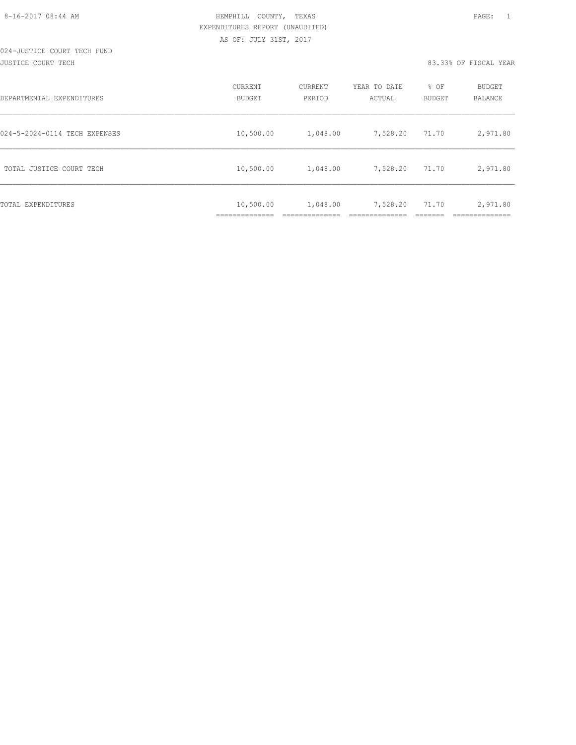HEMPHILL COUNTY, TEXAS
EXPENDITURES REPORT (UNAUDITED)
AS OF: JULY 31ST, 2017

8-16-2017 08:44 AM

024-JUSTICE COURT TECH FUND

JUSTICE COURT TECH — 83.33% OF FISCAL YEAR

| DEPARTMENTAL EXPENDITURES | CURRENT BUDGET | CURRENT PERIOD | YEAR TO DATE ACTUAL | % OF BUDGET | BUDGET BALANCE |
|---|---|---|---|---|---|
| 024-5-2024-0114 TECH EXPENSES | 10,500.00 | 1,048.00 | 7,528.20 | 71.70 | 2,971.80 |
| TOTAL JUSTICE COURT TECH | 10,500.00 | 1,048.00 | 7,528.20 | 71.70 | 2,971.80 |
| TOTAL EXPENDITURES | 10,500.00 | 1,048.00 | 7,528.20 | 71.70 | 2,971.80 |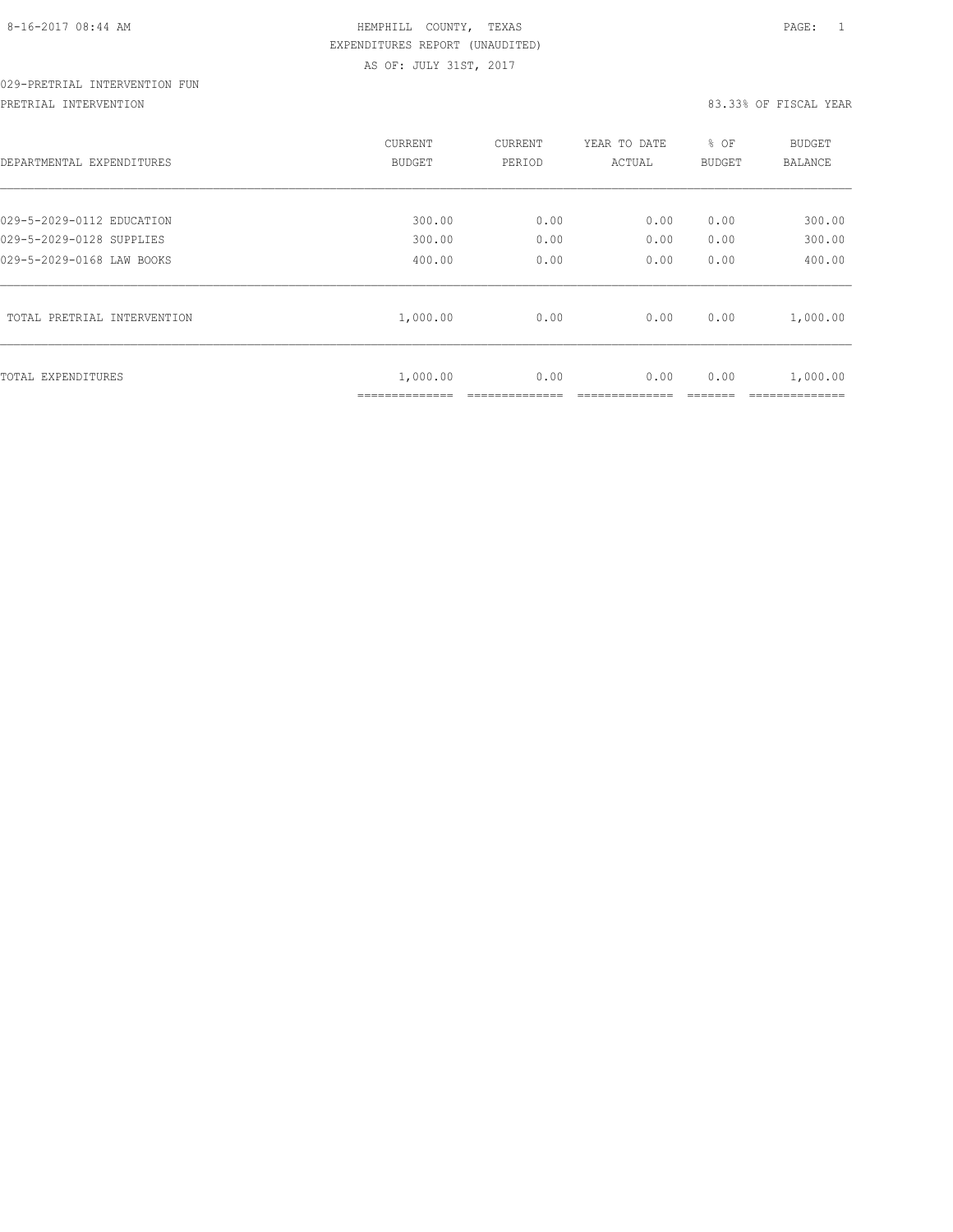HEMPHILL COUNTY, TEXAS
EXPENDITURES REPORT (UNAUDITED)
AS OF: JULY 31ST, 2017

029-PRETRIAL INTERVENTION FUN

PRETRIAL INTERVENTION — 83.33% OF FISCAL YEAR

| DEPARTMENTAL EXPENDITURES | CURRENT BUDGET | CURRENT PERIOD | YEAR TO DATE ACTUAL | % OF BUDGET | BUDGET BALANCE |
|---|---|---|---|---|---|
| 029-5-2029-0112 EDUCATION | 300.00 | 0.00 | 0.00 | 0.00 | 300.00 |
| 029-5-2029-0128 SUPPLIES | 300.00 | 0.00 | 0.00 | 0.00 | 300.00 |
| 029-5-2029-0168 LAW BOOKS | 400.00 | 0.00 | 0.00 | 0.00 | 400.00 |
| TOTAL PRETRIAL INTERVENTION | 1,000.00 | 0.00 | 0.00 | 0.00 | 1,000.00 |
| TOTAL EXPENDITURES | 1,000.00 | 0.00 | 0.00 | 0.00 | 1,000.00 |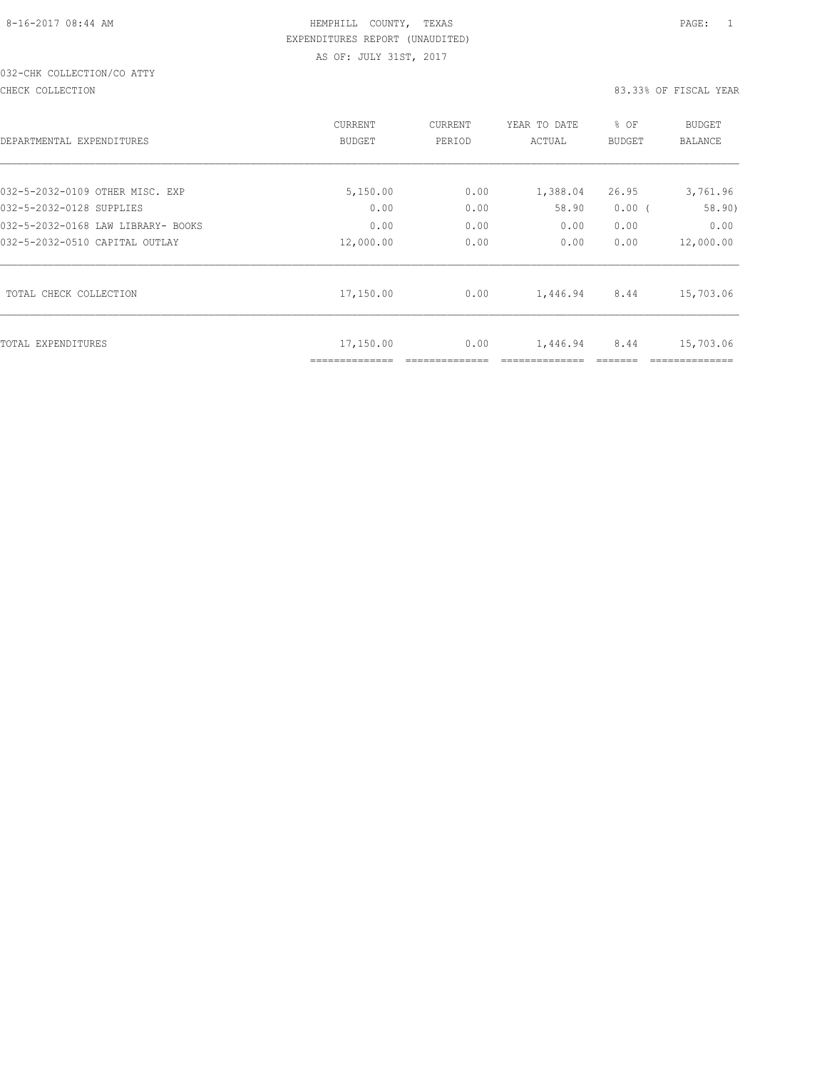HEMPHILL COUNTY, TEXAS
EXPENDITURES REPORT (UNAUDITED)
AS OF: JULY 31ST, 2017

032-CHK COLLECTION/CO ATTY

CHECK COLLECTION — 83.33% OF FISCAL YEAR

| DEPARTMENTAL EXPENDITURES | CURRENT BUDGET | CURRENT PERIOD | YEAR TO DATE ACTUAL | % OF BUDGET | BUDGET BALANCE |
|---|---|---|---|---|---|
| 032-5-2032-0109 OTHER MISC. EXP | 5,150.00 | 0.00 | 1,388.04 | 26.95 | 3,761.96 |
| 032-5-2032-0128 SUPPLIES | 0.00 | 0.00 | 58.90 | 0.00 ( | 58.90) |
| 032-5-2032-0168 LAW LIBRARY- BOOKS | 0.00 | 0.00 | 0.00 | 0.00 | 0.00 |
| 032-5-2032-0510 CAPITAL OUTLAY | 12,000.00 | 0.00 | 0.00 | 0.00 | 12,000.00 |
| TOTAL CHECK COLLECTION | 17,150.00 | 0.00 | 1,446.94 | 8.44 | 15,703.06 |
| TOTAL EXPENDITURES | 17,150.00 | 0.00 | 1,446.94 | 8.44 | 15,703.06 |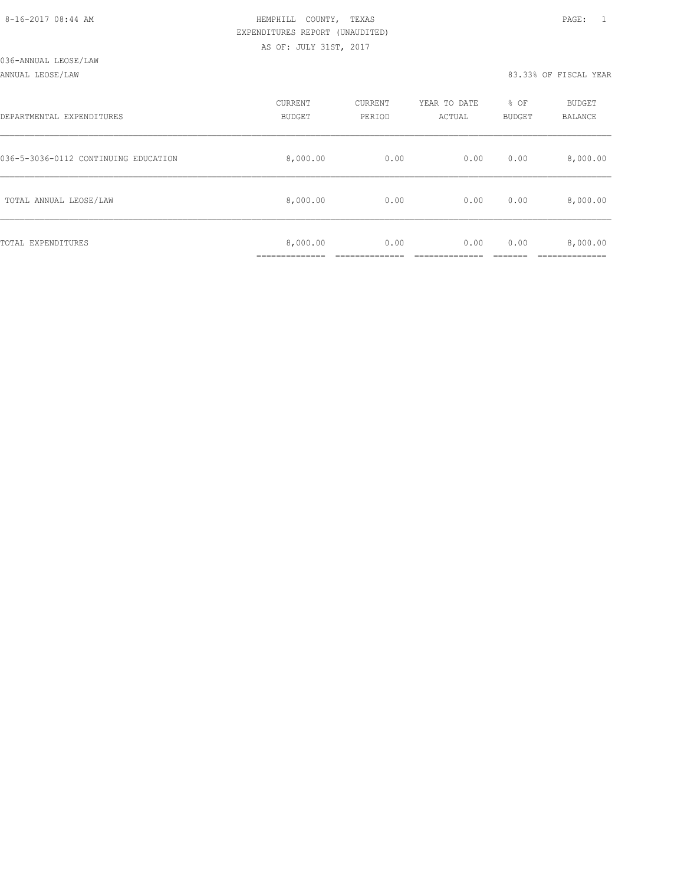HEMPHILL COUNTY, TEXAS
EXPENDITURES REPORT (UNAUDITED)
AS OF: JULY 31ST, 2017

036-ANNUAL LEOSE/LAW

ANNUAL LEOSE/LAW — 83.33% OF FISCAL YEAR

| DEPARTMENTAL EXPENDITURES | CURRENT BUDGET | CURRENT PERIOD | YEAR TO DATE ACTUAL | % OF BUDGET | BUDGET BALANCE |
|---|---|---|---|---|---|
| 036-5-3036-0112 CONTINUING EDUCATION | 8,000.00 | 0.00 | 0.00 | 0.00 | 8,000.00 |
| TOTAL ANNUAL LEOSE/LAW | 8,000.00 | 0.00 | 0.00 | 0.00 | 8,000.00 |
| TOTAL EXPENDITURES | 8,000.00 | 0.00 | 0.00 | 0.00 | 8,000.00 |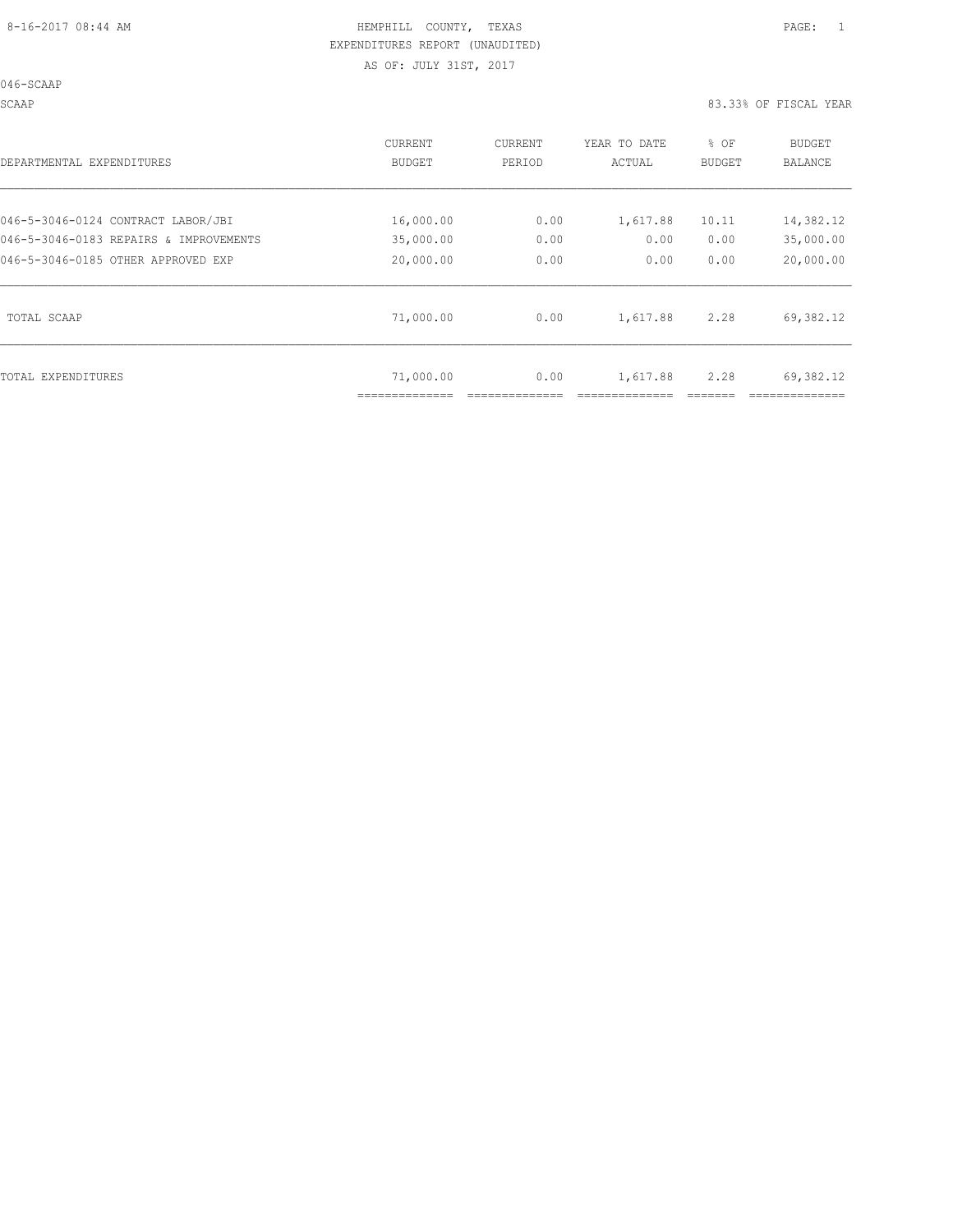HEMPHILL COUNTY, TEXAS
EXPENDITURES REPORT (UNAUDITED)
AS OF: JULY 31ST, 2017

046-SCAAP

SCAAP — 83.33% OF FISCAL YEAR

| DEPARTMENTAL EXPENDITURES | CURRENT BUDGET | CURRENT PERIOD | YEAR TO DATE ACTUAL | % OF BUDGET | BUDGET BALANCE |
|---|---|---|---|---|---|
| 046-5-3046-0124 CONTRACT LABOR/JBI | 16,000.00 | 0.00 | 1,617.88 | 10.11 | 14,382.12 |
| 046-5-3046-0183 REPAIRS & IMPROVEMENTS | 35,000.00 | 0.00 | 0.00 | 0.00 | 35,000.00 |
| 046-5-3046-0185 OTHER APPROVED EXP | 20,000.00 | 0.00 | 0.00 | 0.00 | 20,000.00 |
| TOTAL SCAAP | 71,000.00 | 0.00 | 1,617.88 | 2.28 | 69,382.12 |
| TOTAL EXPENDITURES | 71,000.00 | 0.00 | 1,617.88 | 2.28 | 69,382.12 |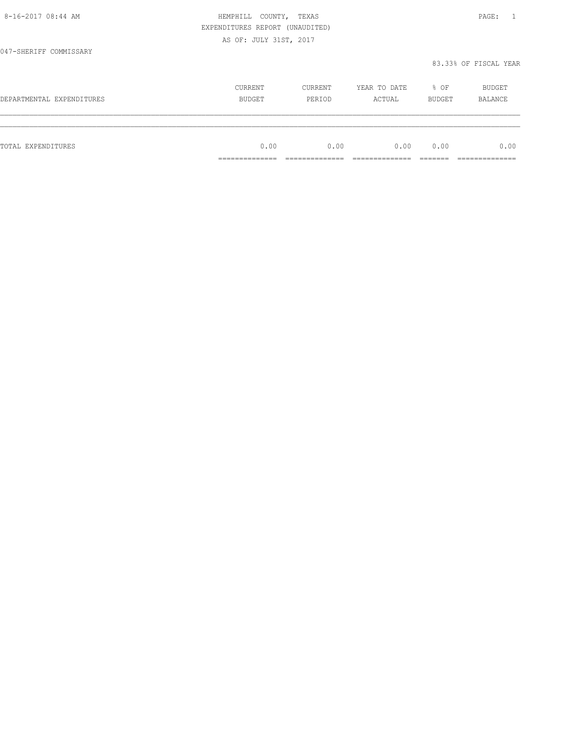HEMPHILL COUNTY, TEXAS
EXPENDITURES REPORT (UNAUDITED)
AS OF: JULY 31ST, 2017

047-SHERIFF COMMISSARY

83.33% OF FISCAL YEAR

| DEPARTMENTAL EXPENDITURES | CURRENT BUDGET | CURRENT PERIOD | YEAR TO DATE ACTUAL | % OF BUDGET | BUDGET BALANCE |
|---|---|---|---|---|---|
| TOTAL EXPENDITURES | 0.00 | 0.00 | 0.00 | 0.00 | 0.00 |